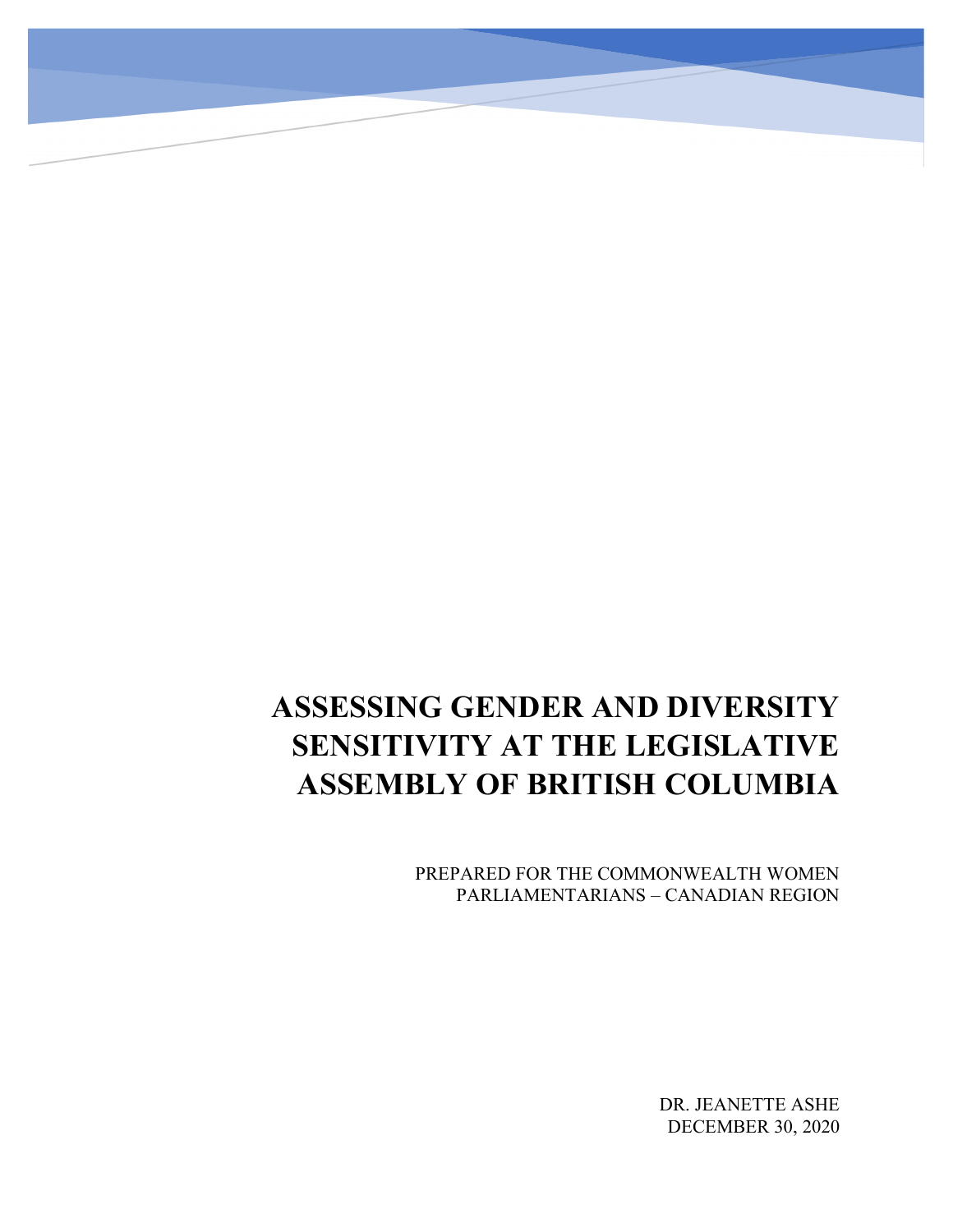# ASSESSING GENDER AND DIVERSITY SENSITIVITY AT THE LEGISLATIVE ASSEMBLY OF BRITISH COLUMBIA

PREPARED FOR THE COMMONWEALTH WOMEN PARLIAMENTARIANS – CANADIAN REGION

DR. JEANETTE ASHE
DECEMBER 30, 2020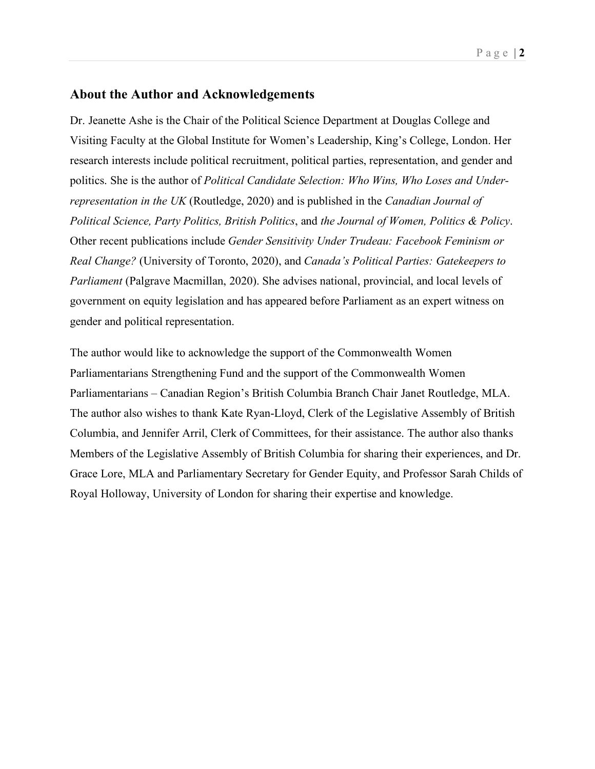## About the Author and Acknowledgements

Dr. Jeanette Ashe is the Chair of the Political Science Department at Douglas College and Visiting Faculty at the Global Institute for Women's Leadership, King's College, London. Her research interests include political recruitment, political parties, representation, and gender and politics. She is the author of *Political Candidate Selection: Who Wins, Who Loses and Under-representation in the UK* (Routledge, 2020) and is published in the *Canadian Journal of Political Science, Party Politics, British Politics*, and *the Journal of Women, Politics & Policy*. Other recent publications include *Gender Sensitivity Under Trudeau: Facebook Feminism or Real Change?* (University of Toronto, 2020), and *Canada's Political Parties: Gatekeepers to Parliament* (Palgrave Macmillan, 2020). She advises national, provincial, and local levels of government on equity legislation and has appeared before Parliament as an expert witness on gender and political representation.

The author would like to acknowledge the support of the Commonwealth Women Parliamentarians Strengthening Fund and the support of the Commonwealth Women Parliamentarians – Canadian Region's British Columbia Branch Chair Janet Routledge, MLA. The author also wishes to thank Kate Ryan-Lloyd, Clerk of the Legislative Assembly of British Columbia, and Jennifer Arril, Clerk of Committees, for their assistance. The author also thanks Members of the Legislative Assembly of British Columbia for sharing their experiences, and Dr. Grace Lore, MLA and Parliamentary Secretary for Gender Equity, and Professor Sarah Childs of Royal Holloway, University of London for sharing their expertise and knowledge.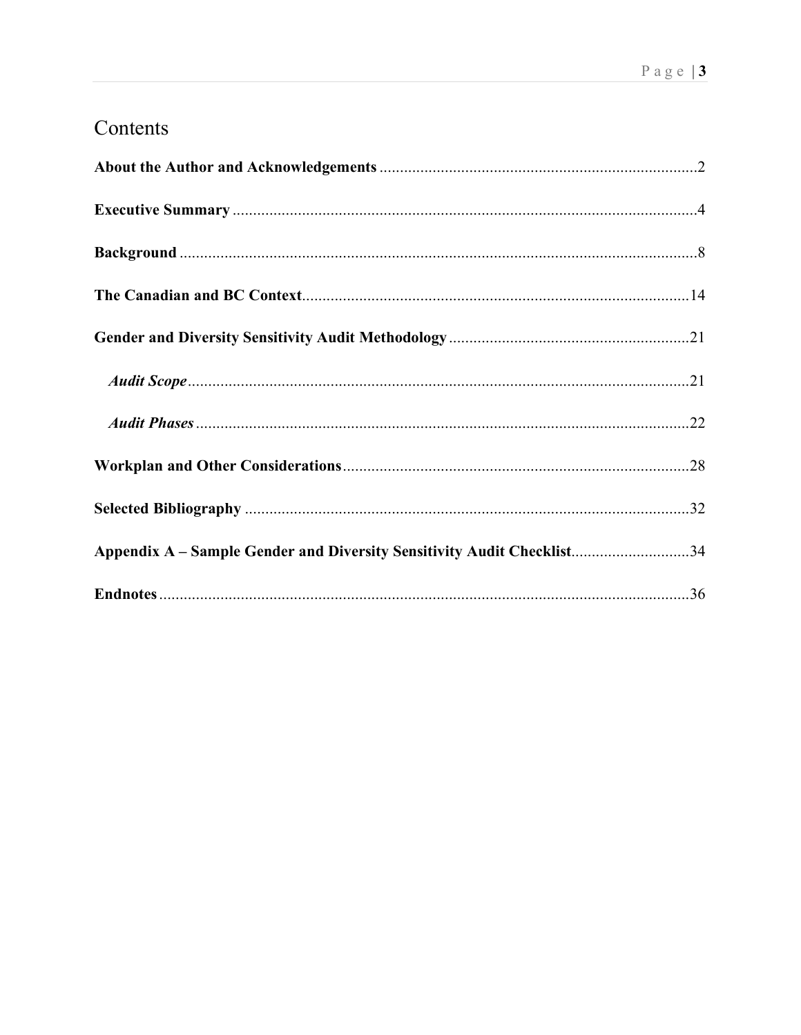# Contents

**About the Author and Acknowledgements** .............................................................................2

**Executive Summary** .................................................................................................................4

**Background** ..............................................................................................................................8

**The Canadian and BC Context**...............................................................................................14

**Gender and Diversity Sensitivity Audit Methodology** ..........................................................21

***Audit Scope***..........................................................................................................................21

***Audit Phases***........................................................................................................................22

**Workplan and Other Considerations**.....................................................................................28

**Selected Bibliography** ............................................................................................................32

**Appendix A – Sample Gender and Diversity Sensitivity Audit Checklist**............................34

**Endnotes** .................................................................................................................................36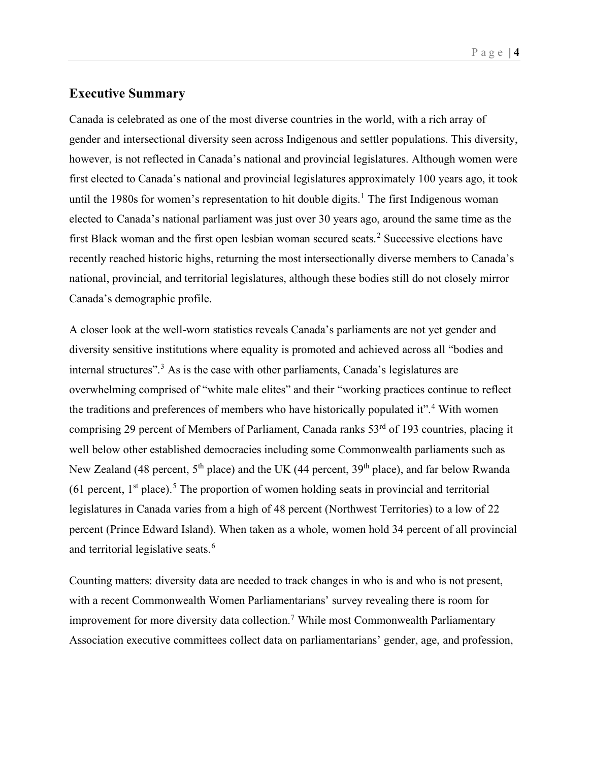## Executive Summary

Canada is celebrated as one of the most diverse countries in the world, with a rich array of gender and intersectional diversity seen across Indigenous and settler populations. This diversity, however, is not reflected in Canada's national and provincial legislatures. Although women were first elected to Canada's national and provincial legislatures approximately 100 years ago, it took until the 1980s for women's representation to hit double digits.[1] The first Indigenous woman elected to Canada's national parliament was just over 30 years ago, around the same time as the first Black woman and the first open lesbian woman secured seats.[2] Successive elections have recently reached historic highs, returning the most intersectionally diverse members to Canada's national, provincial, and territorial legislatures, although these bodies still do not closely mirror Canada's demographic profile.

A closer look at the well-worn statistics reveals Canada's parliaments are not yet gender and diversity sensitive institutions where equality is promoted and achieved across all "bodies and internal structures".[3] As is the case with other parliaments, Canada's legislatures are overwhelming comprised of "white male elites" and their "working practices continue to reflect the traditions and preferences of members who have historically populated it".[4] With women comprising 29 percent of Members of Parliament, Canada ranks 53rd of 193 countries, placing it well below other established democracies including some Commonwealth parliaments such as New Zealand (48 percent, 5th place) and the UK (44 percent, 39th place), and far below Rwanda (61 percent, 1st place).[5] The proportion of women holding seats in provincial and territorial legislatures in Canada varies from a high of 48 percent (Northwest Territories) to a low of 22 percent (Prince Edward Island). When taken as a whole, women hold 34 percent of all provincial and territorial legislative seats.[6]

Counting matters: diversity data are needed to track changes in who is and who is not present, with a recent Commonwealth Women Parliamentarians' survey revealing there is room for improvement for more diversity data collection.[7] While most Commonwealth Parliamentary Association executive committees collect data on parliamentarians' gender, age, and profession,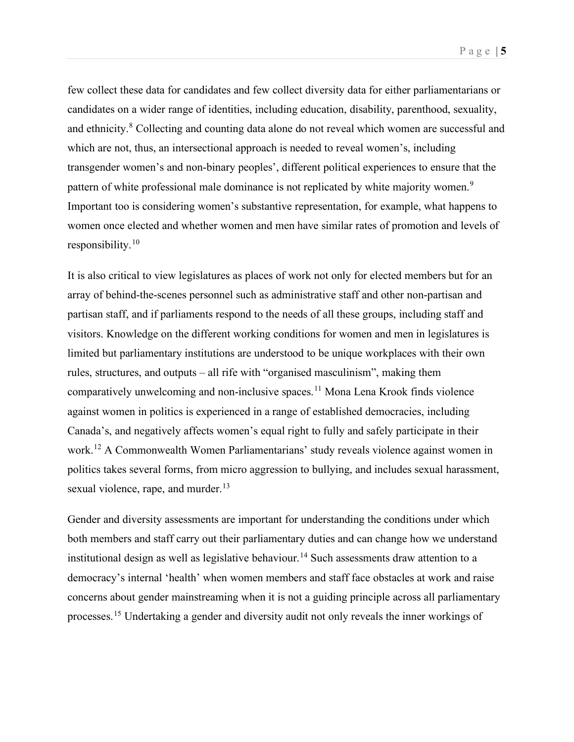few collect these data for candidates and few collect diversity data for either parliamentarians or candidates on a wider range of identities, including education, disability, parenthood, sexuality, and ethnicity.[8] Collecting and counting data alone do not reveal which women are successful and which are not, thus, an intersectional approach is needed to reveal women's, including transgender women's and non-binary peoples', different political experiences to ensure that the pattern of white professional male dominance is not replicated by white majority women.[9] Important too is considering women's substantive representation, for example, what happens to women once elected and whether women and men have similar rates of promotion and levels of responsibility.[10]

It is also critical to view legislatures as places of work not only for elected members but for an array of behind-the-scenes personnel such as administrative staff and other non-partisan and partisan staff, and if parliaments respond to the needs of all these groups, including staff and visitors. Knowledge on the different working conditions for women and men in legislatures is limited but parliamentary institutions are understood to be unique workplaces with their own rules, structures, and outputs – all rife with "organised masculinism", making them comparatively unwelcoming and non-inclusive spaces.[11] Mona Lena Krook finds violence against women in politics is experienced in a range of established democracies, including Canada's, and negatively affects women's equal right to fully and safely participate in their work.[12] A Commonwealth Women Parliamentarians' study reveals violence against women in politics takes several forms, from micro aggression to bullying, and includes sexual harassment, sexual violence, rape, and murder.[13]

Gender and diversity assessments are important for understanding the conditions under which both members and staff carry out their parliamentary duties and can change how we understand institutional design as well as legislative behaviour.[14] Such assessments draw attention to a democracy's internal 'health' when women members and staff face obstacles at work and raise concerns about gender mainstreaming when it is not a guiding principle across all parliamentary processes.[15] Undertaking a gender and diversity audit not only reveals the inner workings of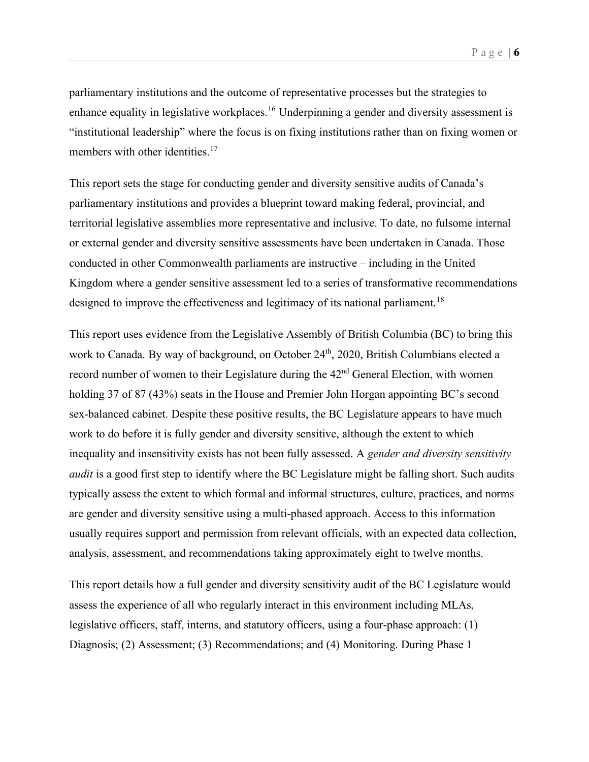parliamentary institutions and the outcome of representative processes but the strategies to enhance equality in legislative workplaces.[16] Underpinning a gender and diversity assessment is "institutional leadership" where the focus is on fixing institutions rather than on fixing women or members with other identities.[17]

This report sets the stage for conducting gender and diversity sensitive audits of Canada's parliamentary institutions and provides a blueprint toward making federal, provincial, and territorial legislative assemblies more representative and inclusive. To date, no fulsome internal or external gender and diversity sensitive assessments have been undertaken in Canada. Those conducted in other Commonwealth parliaments are instructive – including in the United Kingdom where a gender sensitive assessment led to a series of transformative recommendations designed to improve the effectiveness and legitimacy of its national parliament.[18]

This report uses evidence from the Legislative Assembly of British Columbia (BC) to bring this work to Canada. By way of background, on October 24th, 2020, British Columbians elected a record number of women to their Legislature during the 42nd General Election, with women holding 37 of 87 (43%) seats in the House and Premier John Horgan appointing BC's second sex-balanced cabinet. Despite these positive results, the BC Legislature appears to have much work to do before it is fully gender and diversity sensitive, although the extent to which inequality and insensitivity exists has not been fully assessed. A *gender and diversity sensitivity audit* is a good first step to identify where the BC Legislature might be falling short. Such audits typically assess the extent to which formal and informal structures, culture, practices, and norms are gender and diversity sensitive using a multi-phased approach. Access to this information usually requires support and permission from relevant officials, with an expected data collection, analysis, assessment, and recommendations taking approximately eight to twelve months.

This report details how a full gender and diversity sensitivity audit of the BC Legislature would assess the experience of all who regularly interact in this environment including MLAs, legislative officers, staff, interns, and statutory officers, using a four-phase approach: (1) Diagnosis; (2) Assessment; (3) Recommendations; and (4) Monitoring. During Phase 1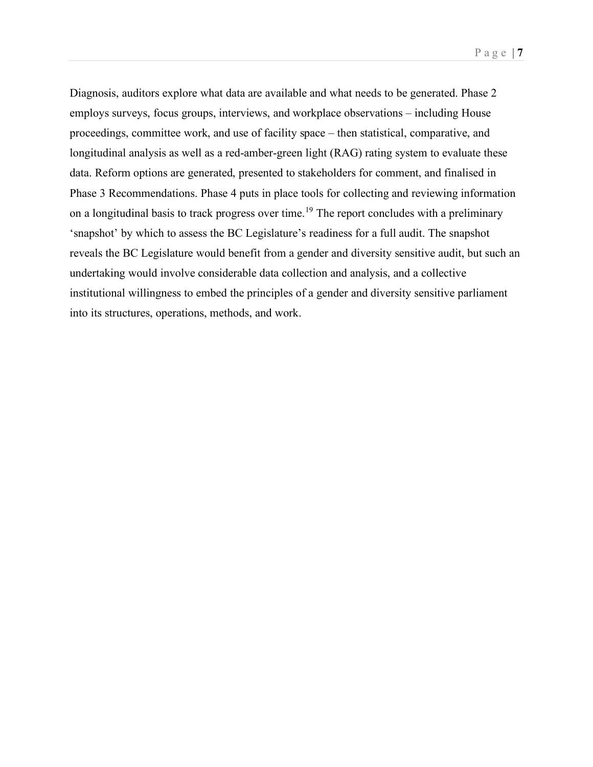Diagnosis, auditors explore what data are available and what needs to be generated. Phase 2 employs surveys, focus groups, interviews, and workplace observations – including House proceedings, committee work, and use of facility space – then statistical, comparative, and longitudinal analysis as well as a red-amber-green light (RAG) rating system to evaluate these data. Reform options are generated, presented to stakeholders for comment, and finalised in Phase 3 Recommendations. Phase 4 puts in place tools for collecting and reviewing information on a longitudinal basis to track progress over time.[19] The report concludes with a preliminary 'snapshot' by which to assess the BC Legislature's readiness for a full audit. The snapshot reveals the BC Legislature would benefit from a gender and diversity sensitive audit, but such an undertaking would involve considerable data collection and analysis, and a collective institutional willingness to embed the principles of a gender and diversity sensitive parliament into its structures, operations, methods, and work.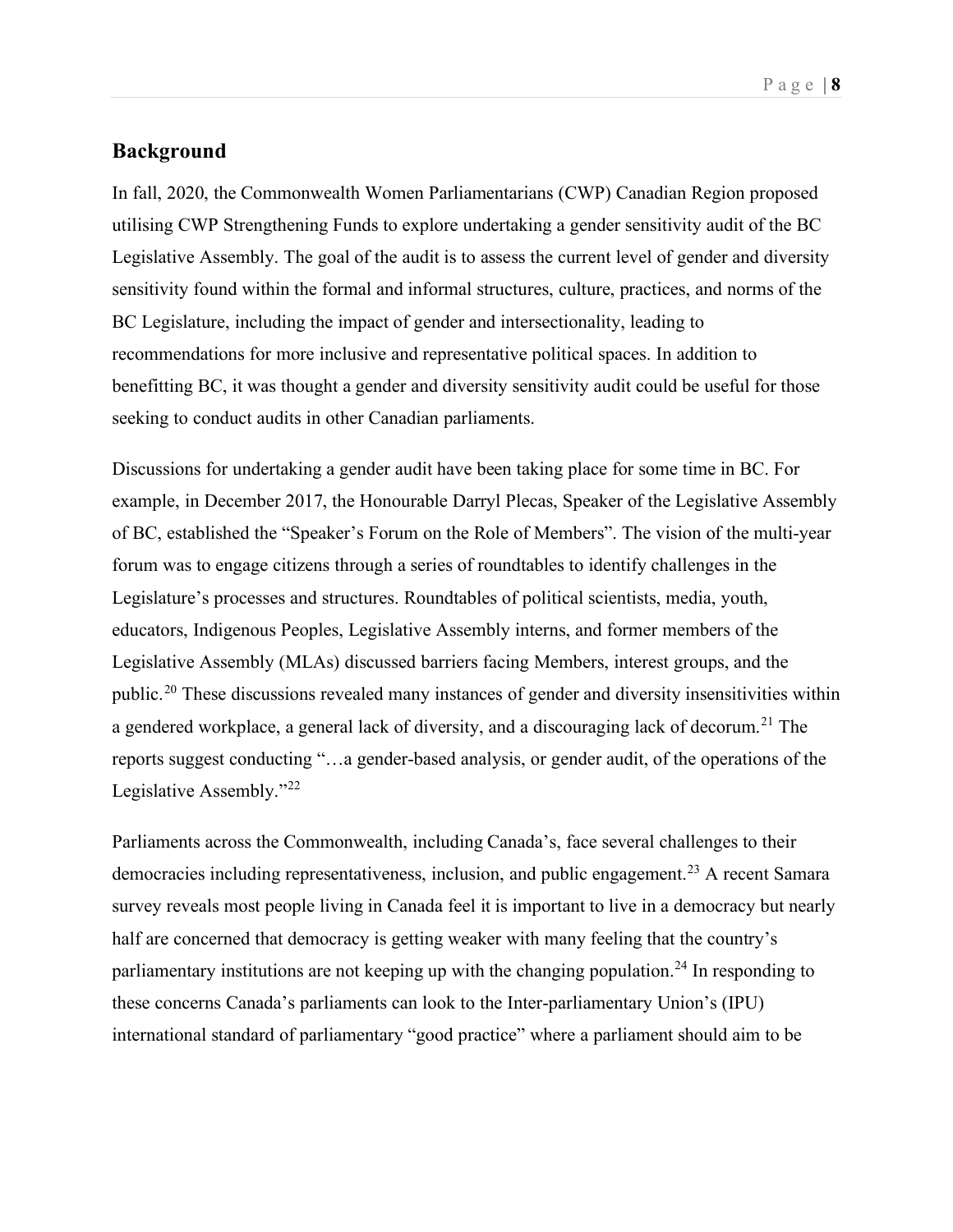## Background

In fall, 2020, the Commonwealth Women Parliamentarians (CWP) Canadian Region proposed utilising CWP Strengthening Funds to explore undertaking a gender sensitivity audit of the BC Legislative Assembly. The goal of the audit is to assess the current level of gender and diversity sensitivity found within the formal and informal structures, culture, practices, and norms of the BC Legislature, including the impact of gender and intersectionality, leading to recommendations for more inclusive and representative political spaces. In addition to benefitting BC, it was thought a gender and diversity sensitivity audit could be useful for those seeking to conduct audits in other Canadian parliaments.

Discussions for undertaking a gender audit have been taking place for some time in BC. For example, in December 2017, the Honourable Darryl Plecas, Speaker of the Legislative Assembly of BC, established the "Speaker's Forum on the Role of Members". The vision of the multi-year forum was to engage citizens through a series of roundtables to identify challenges in the Legislature's processes and structures. Roundtables of political scientists, media, youth, educators, Indigenous Peoples, Legislative Assembly interns, and former members of the Legislative Assembly (MLAs) discussed barriers facing Members, interest groups, and the public.[20] These discussions revealed many instances of gender and diversity insensitivities within a gendered workplace, a general lack of diversity, and a discouraging lack of decorum.[21] The reports suggest conducting "…a gender-based analysis, or gender audit, of the operations of the Legislative Assembly."[22]

Parliaments across the Commonwealth, including Canada's, face several challenges to their democracies including representativeness, inclusion, and public engagement.[23] A recent Samara survey reveals most people living in Canada feel it is important to live in a democracy but nearly half are concerned that democracy is getting weaker with many feeling that the country's parliamentary institutions are not keeping up with the changing population.[24] In responding to these concerns Canada's parliaments can look to the Inter-parliamentary Union's (IPU) international standard of parliamentary "good practice" where a parliament should aim to be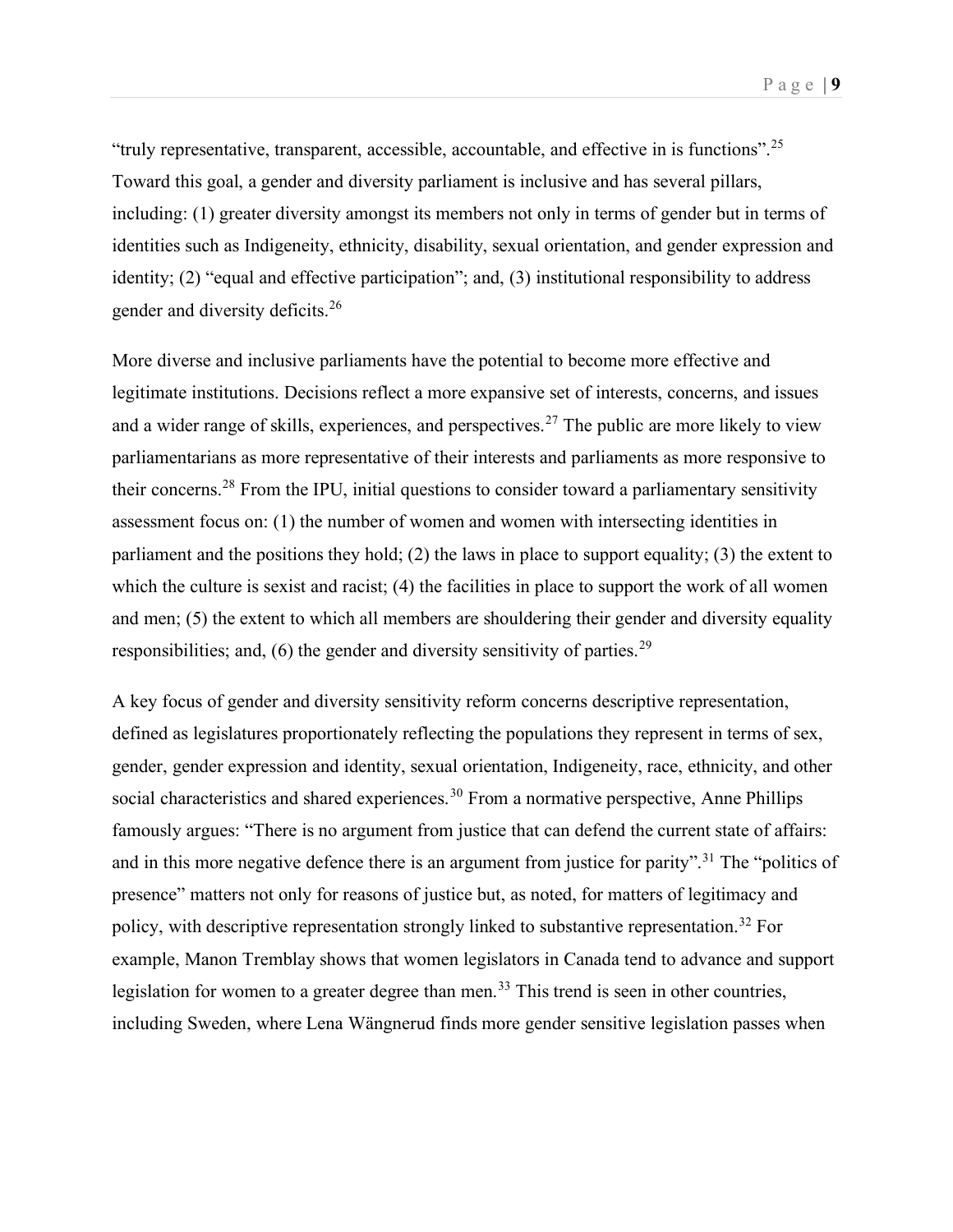"truly representative, transparent, accessible, accountable, and effective in is functions".[25] Toward this goal, a gender and diversity parliament is inclusive and has several pillars, including: (1) greater diversity amongst its members not only in terms of gender but in terms of identities such as Indigeneity, ethnicity, disability, sexual orientation, and gender expression and identity; (2) "equal and effective participation"; and, (3) institutional responsibility to address gender and diversity deficits.[26]

More diverse and inclusive parliaments have the potential to become more effective and legitimate institutions. Decisions reflect a more expansive set of interests, concerns, and issues and a wider range of skills, experiences, and perspectives.[27] The public are more likely to view parliamentarians as more representative of their interests and parliaments as more responsive to their concerns.[28] From the IPU, initial questions to consider toward a parliamentary sensitivity assessment focus on: (1) the number of women and women with intersecting identities in parliament and the positions they hold; (2) the laws in place to support equality; (3) the extent to which the culture is sexist and racist; (4) the facilities in place to support the work of all women and men; (5) the extent to which all members are shouldering their gender and diversity equality responsibilities; and, (6) the gender and diversity sensitivity of parties.[29]

A key focus of gender and diversity sensitivity reform concerns descriptive representation, defined as legislatures proportionately reflecting the populations they represent in terms of sex, gender, gender expression and identity, sexual orientation, Indigeneity, race, ethnicity, and other social characteristics and shared experiences.[30] From a normative perspective, Anne Phillips famously argues: "There is no argument from justice that can defend the current state of affairs: and in this more negative defence there is an argument from justice for parity".[31] The "politics of presence" matters not only for reasons of justice but, as noted, for matters of legitimacy and policy, with descriptive representation strongly linked to substantive representation.[32] For example, Manon Tremblay shows that women legislators in Canada tend to advance and support legislation for women to a greater degree than men.[33] This trend is seen in other countries, including Sweden, where Lena Wängnerud finds more gender sensitive legislation passes when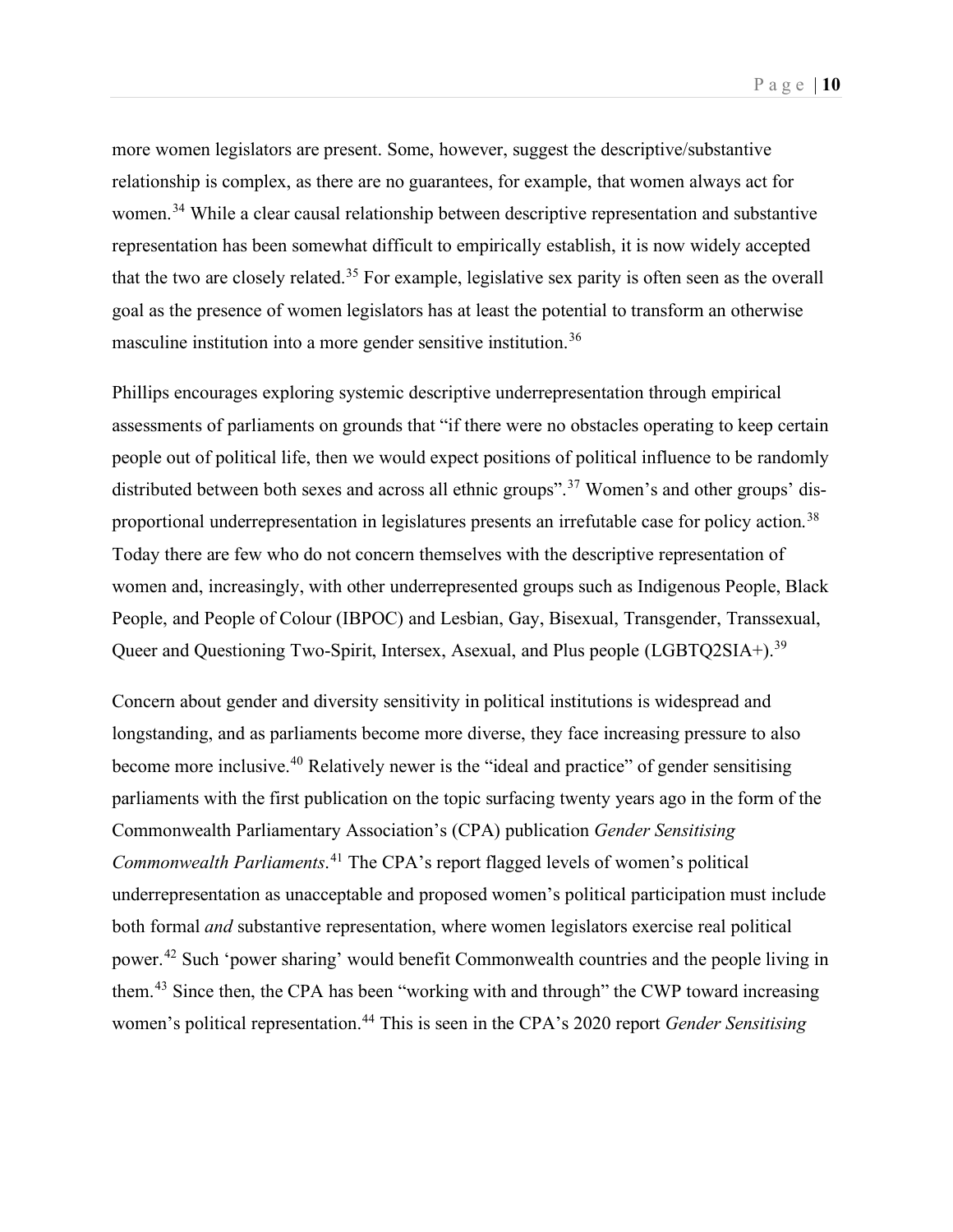more women legislators are present. Some, however, suggest the descriptive/substantive relationship is complex, as there are no guarantees, for example, that women always act for women.[34] While a clear causal relationship between descriptive representation and substantive representation has been somewhat difficult to empirically establish, it is now widely accepted that the two are closely related.[35] For example, legislative sex parity is often seen as the overall goal as the presence of women legislators has at least the potential to transform an otherwise masculine institution into a more gender sensitive institution.[36]

Phillips encourages exploring systemic descriptive underrepresentation through empirical assessments of parliaments on grounds that "if there were no obstacles operating to keep certain people out of political life, then we would expect positions of political influence to be randomly distributed between both sexes and across all ethnic groups".[37] Women's and other groups' dis-proportional underrepresentation in legislatures presents an irrefutable case for policy action.[38] Today there are few who do not concern themselves with the descriptive representation of women and, increasingly, with other underrepresented groups such as Indigenous People, Black People, and People of Colour (IBPOC) and Lesbian, Gay, Bisexual, Transgender, Transsexual, Queer and Questioning Two-Spirit, Intersex, Asexual, and Plus people (LGBTQ2SIA+).[39]

Concern about gender and diversity sensitivity in political institutions is widespread and longstanding, and as parliaments become more diverse, they face increasing pressure to also become more inclusive.[40] Relatively newer is the "ideal and practice" of gender sensitising parliaments with the first publication on the topic surfacing twenty years ago in the form of the Commonwealth Parliamentary Association's (CPA) publication *Gender Sensitising Commonwealth Parliaments*.[41] The CPA's report flagged levels of women's political underrepresentation as unacceptable and proposed women's political participation must include both formal *and* substantive representation, where women legislators exercise real political power.[42] Such 'power sharing' would benefit Commonwealth countries and the people living in them.[43] Since then, the CPA has been "working with and through" the CWP toward increasing women's political representation.[44] This is seen in the CPA's 2020 report *Gender Sensitising*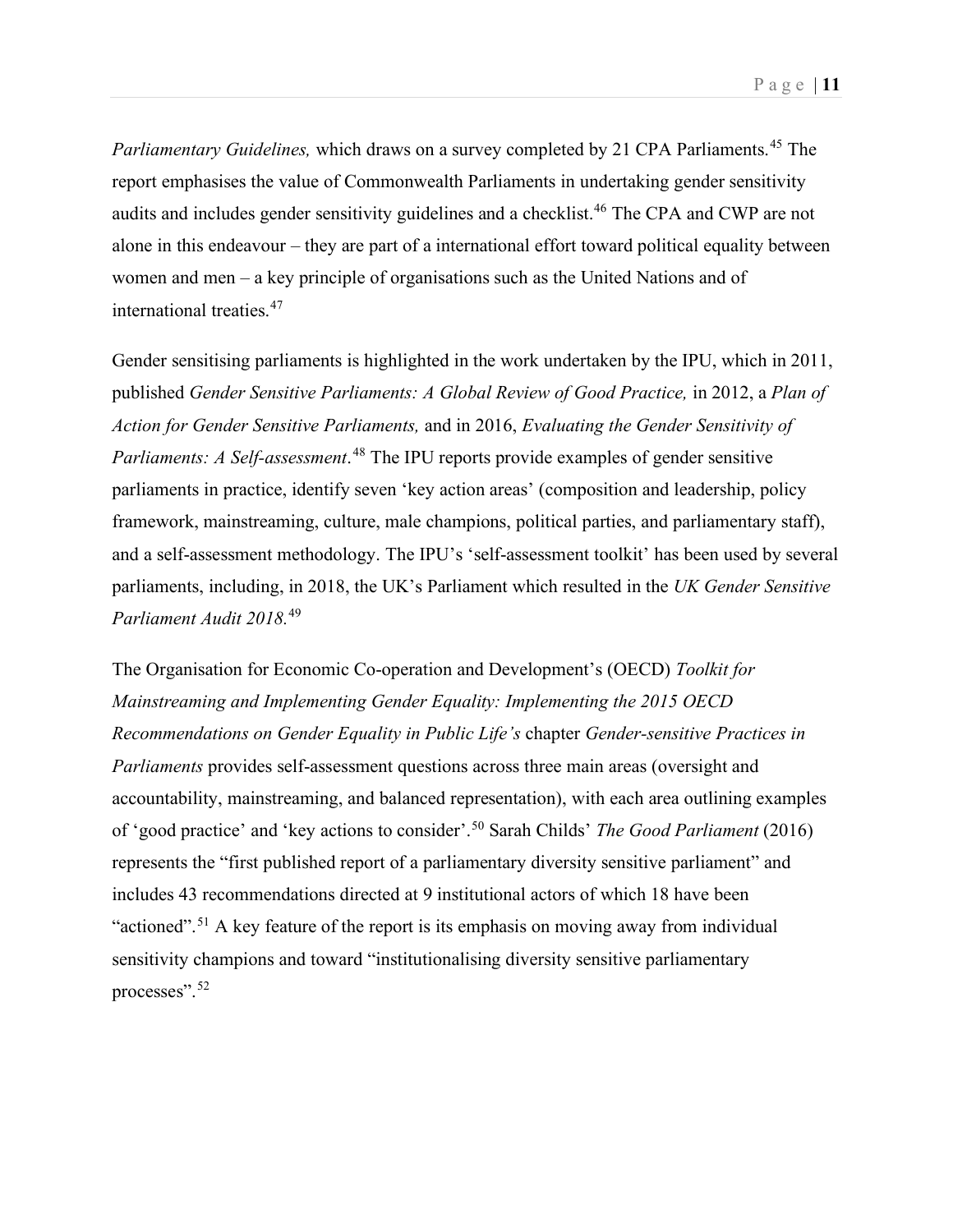*Parliamentary Guidelines,* which draws on a survey completed by 21 CPA Parliaments.[45] The report emphasises the value of Commonwealth Parliaments in undertaking gender sensitivity audits and includes gender sensitivity guidelines and a checklist.[46] The CPA and CWP are not alone in this endeavour – they are part of a international effort toward political equality between women and men – a key principle of organisations such as the United Nations and of international treaties.[47]

Gender sensitising parliaments is highlighted in the work undertaken by the IPU, which in 2011, published *Gender Sensitive Parliaments: A Global Review of Good Practice,* in 2012, a *Plan of Action for Gender Sensitive Parliaments,* and in 2016, *Evaluating the Gender Sensitivity of Parliaments: A Self-assessment*.[48] The IPU reports provide examples of gender sensitive parliaments in practice, identify seven 'key action areas' (composition and leadership, policy framework, mainstreaming, culture, male champions, political parties, and parliamentary staff), and a self-assessment methodology. The IPU's 'self-assessment toolkit' has been used by several parliaments, including, in 2018, the UK's Parliament which resulted in the *UK Gender Sensitive Parliament Audit 2018.*[49]

The Organisation for Economic Co-operation and Development's (OECD) *Toolkit for Mainstreaming and Implementing Gender Equality: Implementing the 2015 OECD Recommendations on Gender Equality in Public Life's* chapter *Gender-sensitive Practices in Parliaments* provides self-assessment questions across three main areas (oversight and accountability, mainstreaming, and balanced representation), with each area outlining examples of 'good practice' and 'key actions to consider'.[50] Sarah Childs' *The Good Parliament* (2016) represents the "first published report of a parliamentary diversity sensitive parliament" and includes 43 recommendations directed at 9 institutional actors of which 18 have been "actioned".[51] A key feature of the report is its emphasis on moving away from individual sensitivity champions and toward "institutionalising diversity sensitive parliamentary processes".[52]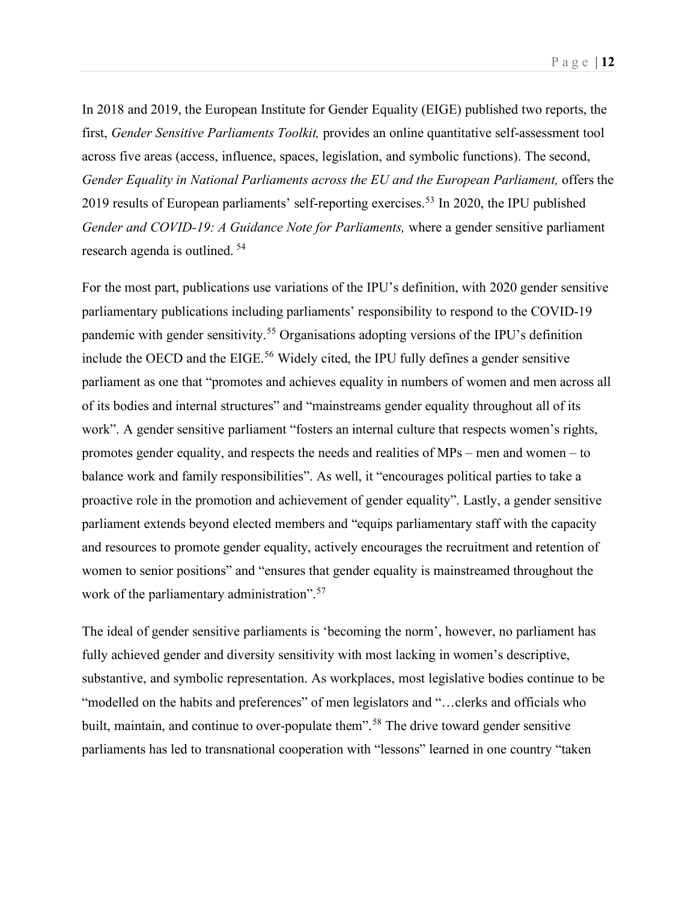In 2018 and 2019, the European Institute for Gender Equality (EIGE) published two reports, the first, *Gender Sensitive Parliaments Toolkit,* provides an online quantitative self-assessment tool across five areas (access, influence, spaces, legislation, and symbolic functions). The second, *Gender Equality in National Parliaments across the EU and the European Parliament,* offers the 2019 results of European parliaments' self-reporting exercises.[53] In 2020, the IPU published *Gender and COVID-19: A Guidance Note for Parliaments,* where a gender sensitive parliament research agenda is outlined. [54]

For the most part, publications use variations of the IPU's definition, with 2020 gender sensitive parliamentary publications including parliaments' responsibility to respond to the COVID-19 pandemic with gender sensitivity.[55] Organisations adopting versions of the IPU's definition include the OECD and the EIGE.[56] Widely cited, the IPU fully defines a gender sensitive parliament as one that "promotes and achieves equality in numbers of women and men across all of its bodies and internal structures" and "mainstreams gender equality throughout all of its work". A gender sensitive parliament "fosters an internal culture that respects women's rights, promotes gender equality, and respects the needs and realities of MPs – men and women – to balance work and family responsibilities". As well, it "encourages political parties to take a proactive role in the promotion and achievement of gender equality". Lastly, a gender sensitive parliament extends beyond elected members and "equips parliamentary staff with the capacity and resources to promote gender equality, actively encourages the recruitment and retention of women to senior positions" and "ensures that gender equality is mainstreamed throughout the work of the parliamentary administration".[57]

The ideal of gender sensitive parliaments is 'becoming the norm', however, no parliament has fully achieved gender and diversity sensitivity with most lacking in women's descriptive, substantive, and symbolic representation. As workplaces, most legislative bodies continue to be "modelled on the habits and preferences" of men legislators and "…clerks and officials who built, maintain, and continue to over-populate them".[58] The drive toward gender sensitive parliaments has led to transnational cooperation with "lessons" learned in one country "taken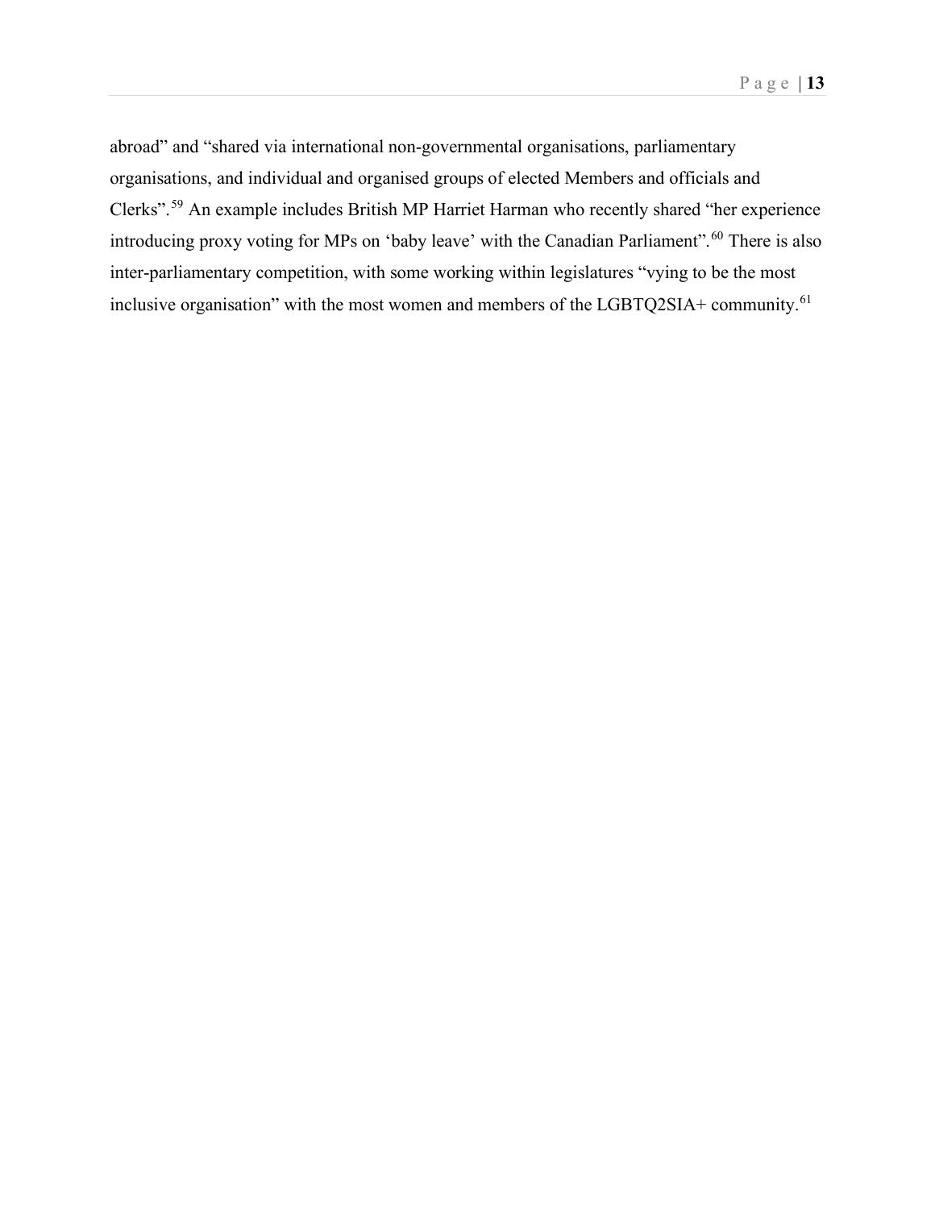abroad" and "shared via international non-governmental organisations, parliamentary organisations, and individual and organised groups of elected Members and officials and Clerks".[59] An example includes British MP Harriet Harman who recently shared "her experience introducing proxy voting for MPs on 'baby leave' with the Canadian Parliament".[60] There is also inter-parliamentary competition, with some working within legislatures "vying to be the most inclusive organisation" with the most women and members of the LGBTQ2SIA+ community.[61]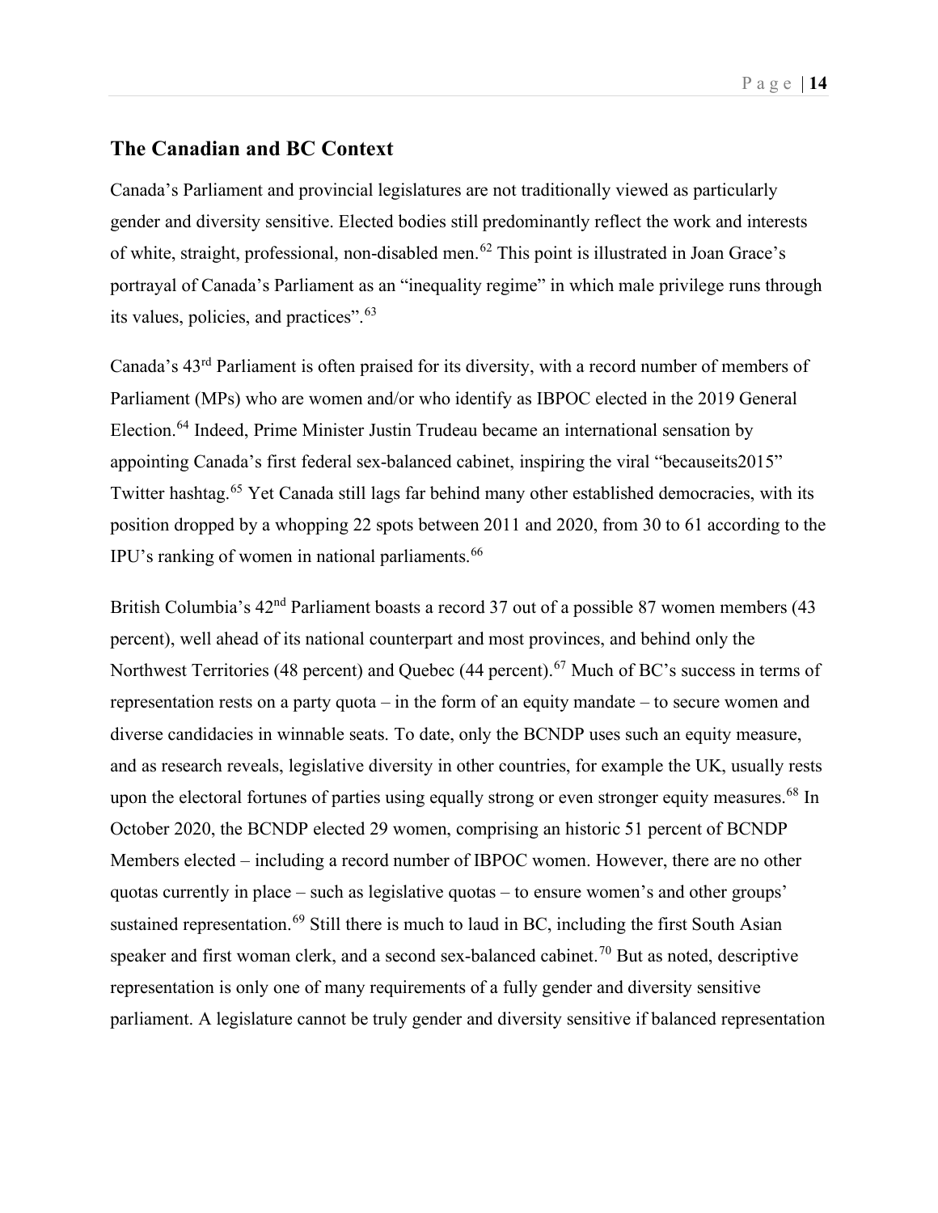## The Canadian and BC Context

Canada's Parliament and provincial legislatures are not traditionally viewed as particularly gender and diversity sensitive. Elected bodies still predominantly reflect the work and interests of white, straight, professional, non-disabled men.[62] This point is illustrated in Joan Grace's portrayal of Canada's Parliament as an "inequality regime" in which male privilege runs through its values, policies, and practices".[63]

Canada's 43rd Parliament is often praised for its diversity, with a record number of members of Parliament (MPs) who are women and/or who identify as IBPOC elected in the 2019 General Election.[64] Indeed, Prime Minister Justin Trudeau became an international sensation by appointing Canada's first federal sex-balanced cabinet, inspiring the viral "becauseits2015" Twitter hashtag.[65] Yet Canada still lags far behind many other established democracies, with its position dropped by a whopping 22 spots between 2011 and 2020, from 30 to 61 according to the IPU's ranking of women in national parliaments.[66]

British Columbia's 42nd Parliament boasts a record 37 out of a possible 87 women members (43 percent), well ahead of its national counterpart and most provinces, and behind only the Northwest Territories (48 percent) and Quebec (44 percent).[67] Much of BC's success in terms of representation rests on a party quota – in the form of an equity mandate – to secure women and diverse candidacies in winnable seats. To date, only the BCNDP uses such an equity measure, and as research reveals, legislative diversity in other countries, for example the UK, usually rests upon the electoral fortunes of parties using equally strong or even stronger equity measures.[68] In October 2020, the BCNDP elected 29 women, comprising an historic 51 percent of BCNDP Members elected – including a record number of IBPOC women. However, there are no other quotas currently in place – such as legislative quotas – to ensure women's and other groups' sustained representation.[69] Still there is much to laud in BC, including the first South Asian speaker and first woman clerk, and a second sex-balanced cabinet.[70] But as noted, descriptive representation is only one of many requirements of a fully gender and diversity sensitive parliament. A legislature cannot be truly gender and diversity sensitive if balanced representation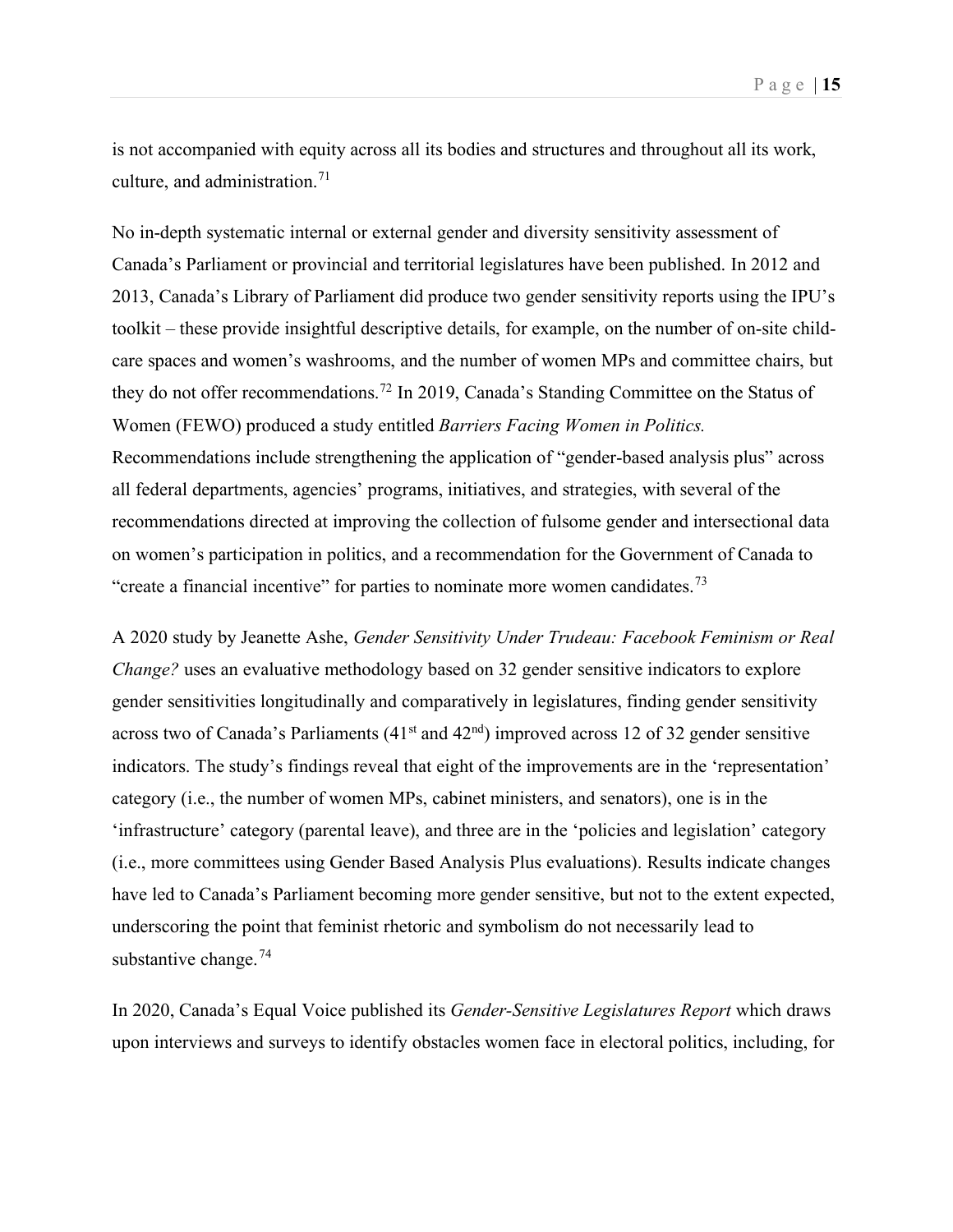is not accompanied with equity across all its bodies and structures and throughout all its work, culture, and administration.[71]

No in-depth systematic internal or external gender and diversity sensitivity assessment of Canada's Parliament or provincial and territorial legislatures have been published. In 2012 and 2013, Canada's Library of Parliament did produce two gender sensitivity reports using the IPU's toolkit – these provide insightful descriptive details, for example, on the number of on-site child-care spaces and women's washrooms, and the number of women MPs and committee chairs, but they do not offer recommendations.[72] In 2019, Canada's Standing Committee on the Status of Women (FEWO) produced a study entitled *Barriers Facing Women in Politics.* Recommendations include strengthening the application of "gender-based analysis plus" across all federal departments, agencies' programs, initiatives, and strategies, with several of the recommendations directed at improving the collection of fulsome gender and intersectional data on women's participation in politics, and a recommendation for the Government of Canada to "create a financial incentive" for parties to nominate more women candidates.[73]

A 2020 study by Jeanette Ashe, *Gender Sensitivity Under Trudeau: Facebook Feminism or Real Change?* uses an evaluative methodology based on 32 gender sensitive indicators to explore gender sensitivities longitudinally and comparatively in legislatures, finding gender sensitivity across two of Canada's Parliaments (41st and 42nd) improved across 12 of 32 gender sensitive indicators. The study's findings reveal that eight of the improvements are in the 'representation' category (i.e., the number of women MPs, cabinet ministers, and senators), one is in the 'infrastructure' category (parental leave), and three are in the 'policies and legislation' category (i.e., more committees using Gender Based Analysis Plus evaluations). Results indicate changes have led to Canada's Parliament becoming more gender sensitive, but not to the extent expected, underscoring the point that feminist rhetoric and symbolism do not necessarily lead to substantive change.[74]

In 2020, Canada's Equal Voice published its *Gender-Sensitive Legislatures Report* which draws upon interviews and surveys to identify obstacles women face in electoral politics, including, for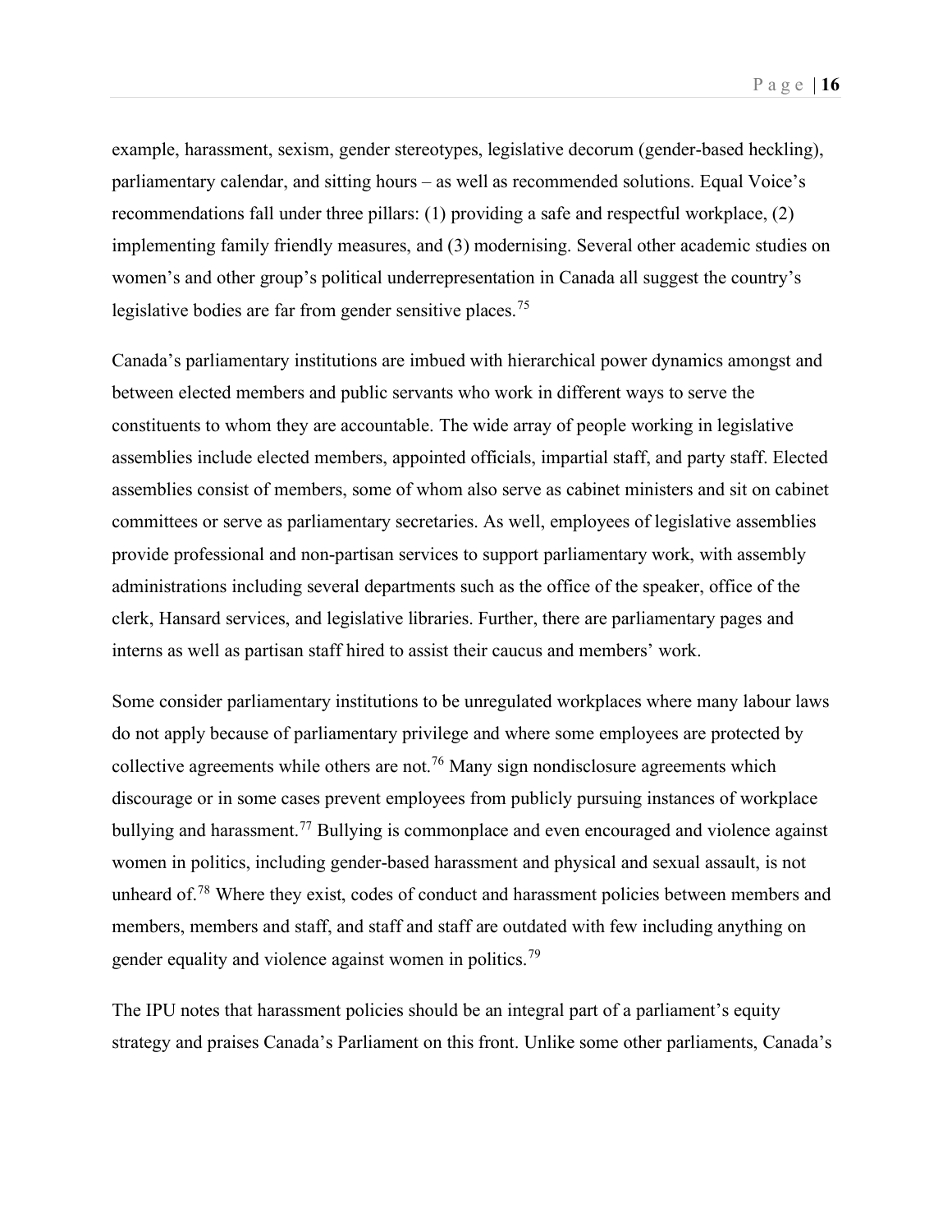example, harassment, sexism, gender stereotypes, legislative decorum (gender-based heckling), parliamentary calendar, and sitting hours – as well as recommended solutions. Equal Voice's recommendations fall under three pillars: (1) providing a safe and respectful workplace, (2) implementing family friendly measures, and (3) modernising. Several other academic studies on women's and other group's political underrepresentation in Canada all suggest the country's legislative bodies are far from gender sensitive places.[75]

Canada's parliamentary institutions are imbued with hierarchical power dynamics amongst and between elected members and public servants who work in different ways to serve the constituents to whom they are accountable. The wide array of people working in legislative assemblies include elected members, appointed officials, impartial staff, and party staff. Elected assemblies consist of members, some of whom also serve as cabinet ministers and sit on cabinet committees or serve as parliamentary secretaries. As well, employees of legislative assemblies provide professional and non-partisan services to support parliamentary work, with assembly administrations including several departments such as the office of the speaker, office of the clerk, Hansard services, and legislative libraries. Further, there are parliamentary pages and interns as well as partisan staff hired to assist their caucus and members' work.

Some consider parliamentary institutions to be unregulated workplaces where many labour laws do not apply because of parliamentary privilege and where some employees are protected by collective agreements while others are not.[76] Many sign nondisclosure agreements which discourage or in some cases prevent employees from publicly pursuing instances of workplace bullying and harassment.[77] Bullying is commonplace and even encouraged and violence against women in politics, including gender-based harassment and physical and sexual assault, is not unheard of.[78] Where they exist, codes of conduct and harassment policies between members and members, members and staff, and staff and staff are outdated with few including anything on gender equality and violence against women in politics.[79]

The IPU notes that harassment policies should be an integral part of a parliament's equity strategy and praises Canada's Parliament on this front. Unlike some other parliaments, Canada's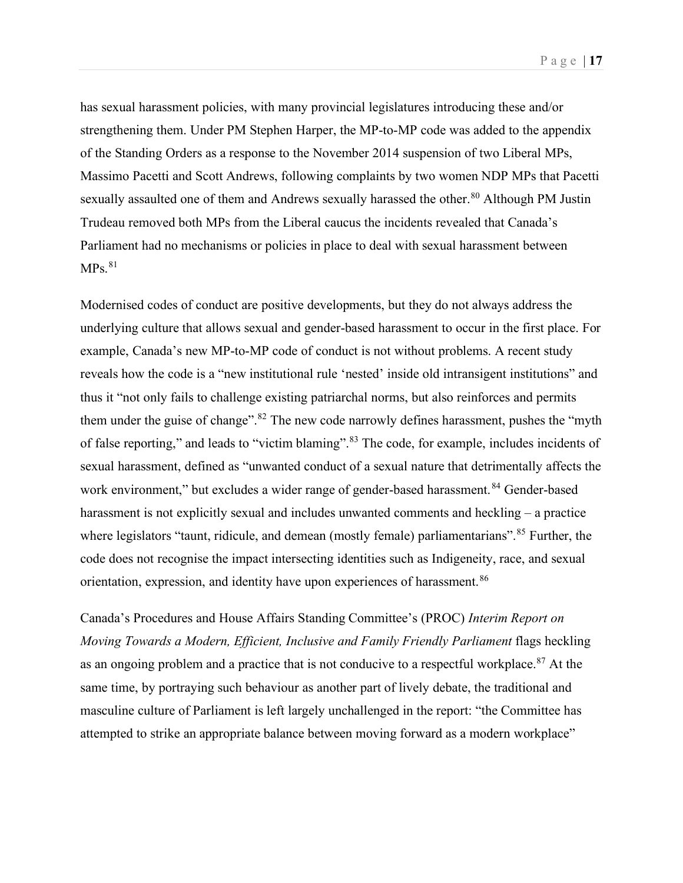has sexual harassment policies, with many provincial legislatures introducing these and/or strengthening them. Under PM Stephen Harper, the MP-to-MP code was added to the appendix of the Standing Orders as a response to the November 2014 suspension of two Liberal MPs, Massimo Pacetti and Scott Andrews, following complaints by two women NDP MPs that Pacetti sexually assaulted one of them and Andrews sexually harassed the other.[80] Although PM Justin Trudeau removed both MPs from the Liberal caucus the incidents revealed that Canada's Parliament had no mechanisms or policies in place to deal with sexual harassment between MPs.[81]

Modernised codes of conduct are positive developments, but they do not always address the underlying culture that allows sexual and gender-based harassment to occur in the first place. For example, Canada's new MP-to-MP code of conduct is not without problems. A recent study reveals how the code is a "new institutional rule 'nested' inside old intransigent institutions" and thus it "not only fails to challenge existing patriarchal norms, but also reinforces and permits them under the guise of change".[82] The new code narrowly defines harassment, pushes the "myth of false reporting," and leads to "victim blaming".[83] The code, for example, includes incidents of sexual harassment, defined as "unwanted conduct of a sexual nature that detrimentally affects the work environment," but excludes a wider range of gender-based harassment.[84] Gender-based harassment is not explicitly sexual and includes unwanted comments and heckling – a practice where legislators "taunt, ridicule, and demean (mostly female) parliamentarians".[85] Further, the code does not recognise the impact intersecting identities such as Indigeneity, race, and sexual orientation, expression, and identity have upon experiences of harassment.[86]

Canada's Procedures and House Affairs Standing Committee's (PROC) *Interim Report on Moving Towards a Modern, Efficient, Inclusive and Family Friendly Parliament* flags heckling as an ongoing problem and a practice that is not conducive to a respectful workplace.[87] At the same time, by portraying such behaviour as another part of lively debate, the traditional and masculine culture of Parliament is left largely unchallenged in the report: "the Committee has attempted to strike an appropriate balance between moving forward as a modern workplace"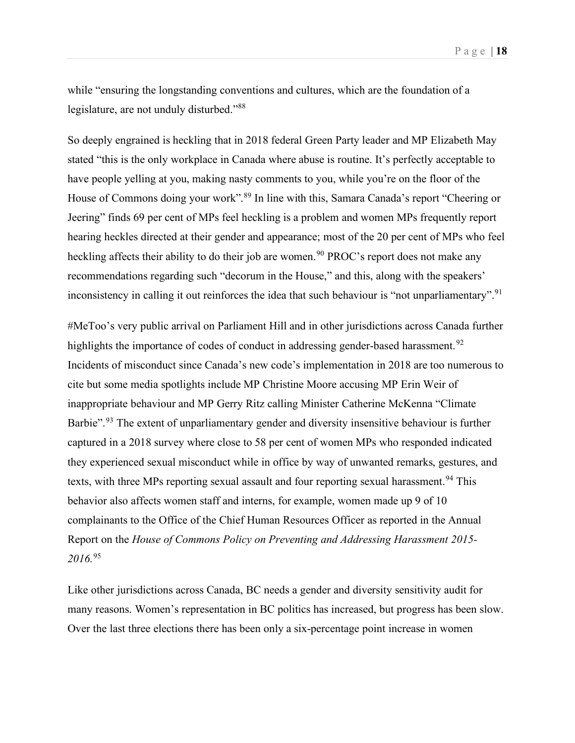while "ensuring the longstanding conventions and cultures, which are the foundation of a legislature, are not unduly disturbed."[88]

So deeply engrained is heckling that in 2018 federal Green Party leader and MP Elizabeth May stated "this is the only workplace in Canada where abuse is routine. It's perfectly acceptable to have people yelling at you, making nasty comments to you, while you're on the floor of the House of Commons doing your work".[89] In line with this, Samara Canada's report "Cheering or Jeering" finds 69 per cent of MPs feel heckling is a problem and women MPs frequently report hearing heckles directed at their gender and appearance; most of the 20 per cent of MPs who feel heckling affects their ability to do their job are women.[90] PROC's report does not make any recommendations regarding such "decorum in the House," and this, along with the speakers' inconsistency in calling it out reinforces the idea that such behaviour is "not unparliamentary".[91]

#MeToo's very public arrival on Parliament Hill and in other jurisdictions across Canada further highlights the importance of codes of conduct in addressing gender-based harassment.[92] Incidents of misconduct since Canada's new code's implementation in 2018 are too numerous to cite but some media spotlights include MP Christine Moore accusing MP Erin Weir of inappropriate behaviour and MP Gerry Ritz calling Minister Catherine McKenna "Climate Barbie".[93] The extent of unparliamentary gender and diversity insensitive behaviour is further captured in a 2018 survey where close to 58 per cent of women MPs who responded indicated they experienced sexual misconduct while in office by way of unwanted remarks, gestures, and texts, with three MPs reporting sexual assault and four reporting sexual harassment.[94] This behavior also affects women staff and interns, for example, women made up 9 of 10 complainants to the Office of the Chief Human Resources Officer as reported in the Annual Report on the *House of Commons Policy on Preventing and Addressing Harassment 2015-2016.*[95]

Like other jurisdictions across Canada, BC needs a gender and diversity sensitivity audit for many reasons. Women's representation in BC politics has increased, but progress has been slow. Over the last three elections there has been only a six-percentage point increase in women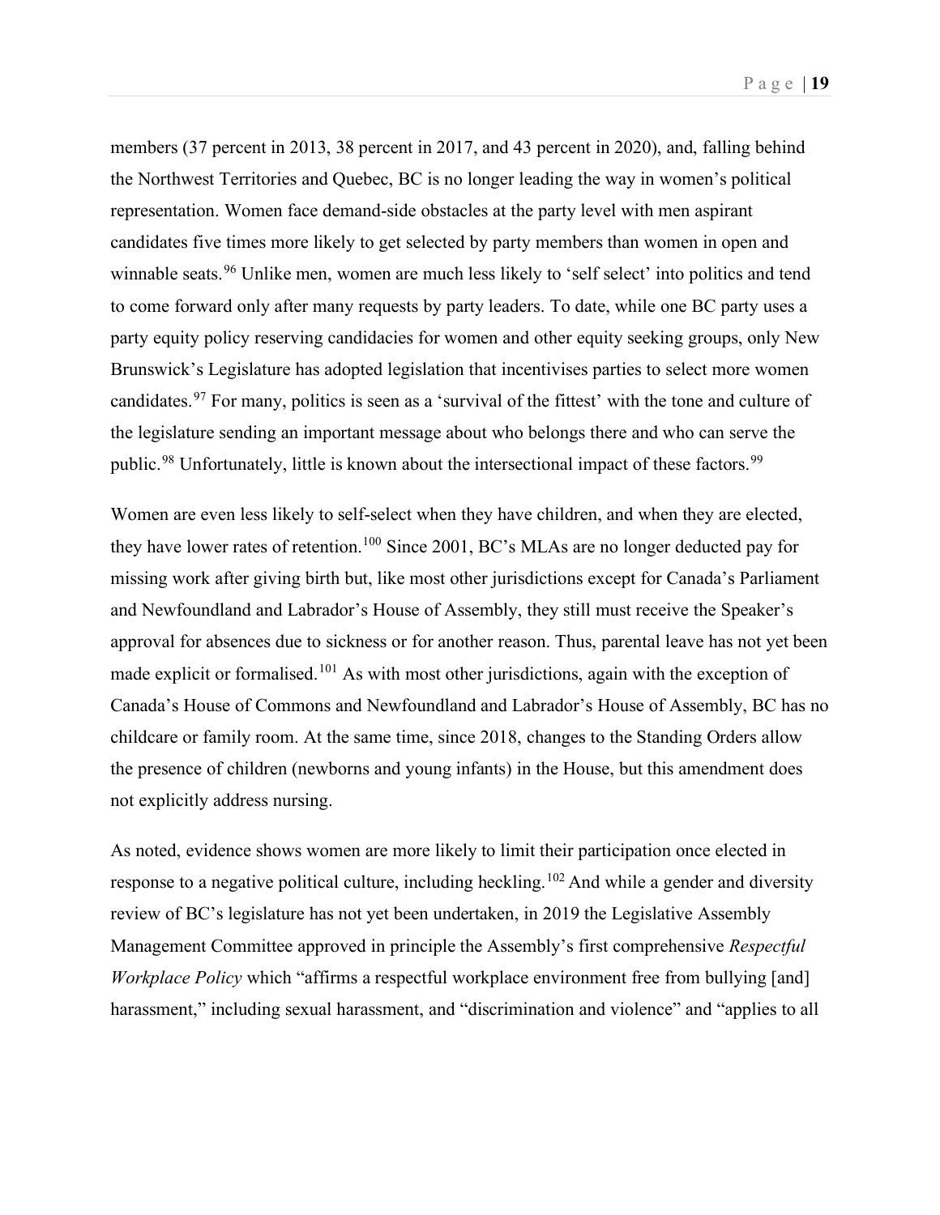members (37 percent in 2013, 38 percent in 2017, and 43 percent in 2020), and, falling behind the Northwest Territories and Quebec, BC is no longer leading the way in women's political representation. Women face demand-side obstacles at the party level with men aspirant candidates five times more likely to get selected by party members than women in open and winnable seats.[96] Unlike men, women are much less likely to 'self select' into politics and tend to come forward only after many requests by party leaders. To date, while one BC party uses a party equity policy reserving candidacies for women and other equity seeking groups, only New Brunswick's Legislature has adopted legislation that incentivises parties to select more women candidates.[97] For many, politics is seen as a 'survival of the fittest' with the tone and culture of the legislature sending an important message about who belongs there and who can serve the public.[98] Unfortunately, little is known about the intersectional impact of these factors.[99]

Women are even less likely to self-select when they have children, and when they are elected, they have lower rates of retention.[100] Since 2001, BC's MLAs are no longer deducted pay for missing work after giving birth but, like most other jurisdictions except for Canada's Parliament and Newfoundland and Labrador's House of Assembly, they still must receive the Speaker's approval for absences due to sickness or for another reason. Thus, parental leave has not yet been made explicit or formalised.[101] As with most other jurisdictions, again with the exception of Canada's House of Commons and Newfoundland and Labrador's House of Assembly, BC has no childcare or family room. At the same time, since 2018, changes to the Standing Orders allow the presence of children (newborns and young infants) in the House, but this amendment does not explicitly address nursing.

As noted, evidence shows women are more likely to limit their participation once elected in response to a negative political culture, including heckling.[102] And while a gender and diversity review of BC's legislature has not yet been undertaken, in 2019 the Legislative Assembly Management Committee approved in principle the Assembly's first comprehensive *Respectful Workplace Policy* which "affirms a respectful workplace environment free from bullying [and] harassment," including sexual harassment, and "discrimination and violence" and "applies to all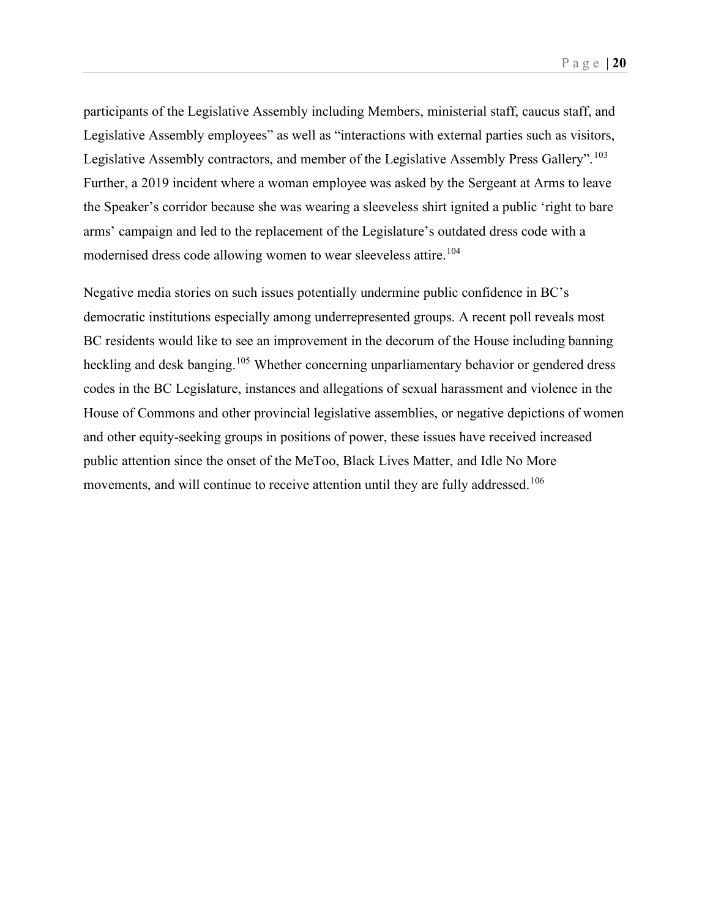participants of the Legislative Assembly including Members, ministerial staff, caucus staff, and Legislative Assembly employees" as well as "interactions with external parties such as visitors, Legislative Assembly contractors, and member of the Legislative Assembly Press Gallery".[103] Further, a 2019 incident where a woman employee was asked by the Sergeant at Arms to leave the Speaker's corridor because she was wearing a sleeveless shirt ignited a public 'right to bare arms' campaign and led to the replacement of the Legislature's outdated dress code with a modernised dress code allowing women to wear sleeveless attire.[104]

Negative media stories on such issues potentially undermine public confidence in BC's democratic institutions especially among underrepresented groups. A recent poll reveals most BC residents would like to see an improvement in the decorum of the House including banning heckling and desk banging.[105] Whether concerning unparliamentary behavior or gendered dress codes in the BC Legislature, instances and allegations of sexual harassment and violence in the House of Commons and other provincial legislative assemblies, or negative depictions of women and other equity-seeking groups in positions of power, these issues have received increased public attention since the onset of the MeToo, Black Lives Matter, and Idle No More movements, and will continue to receive attention until they are fully addressed.[106]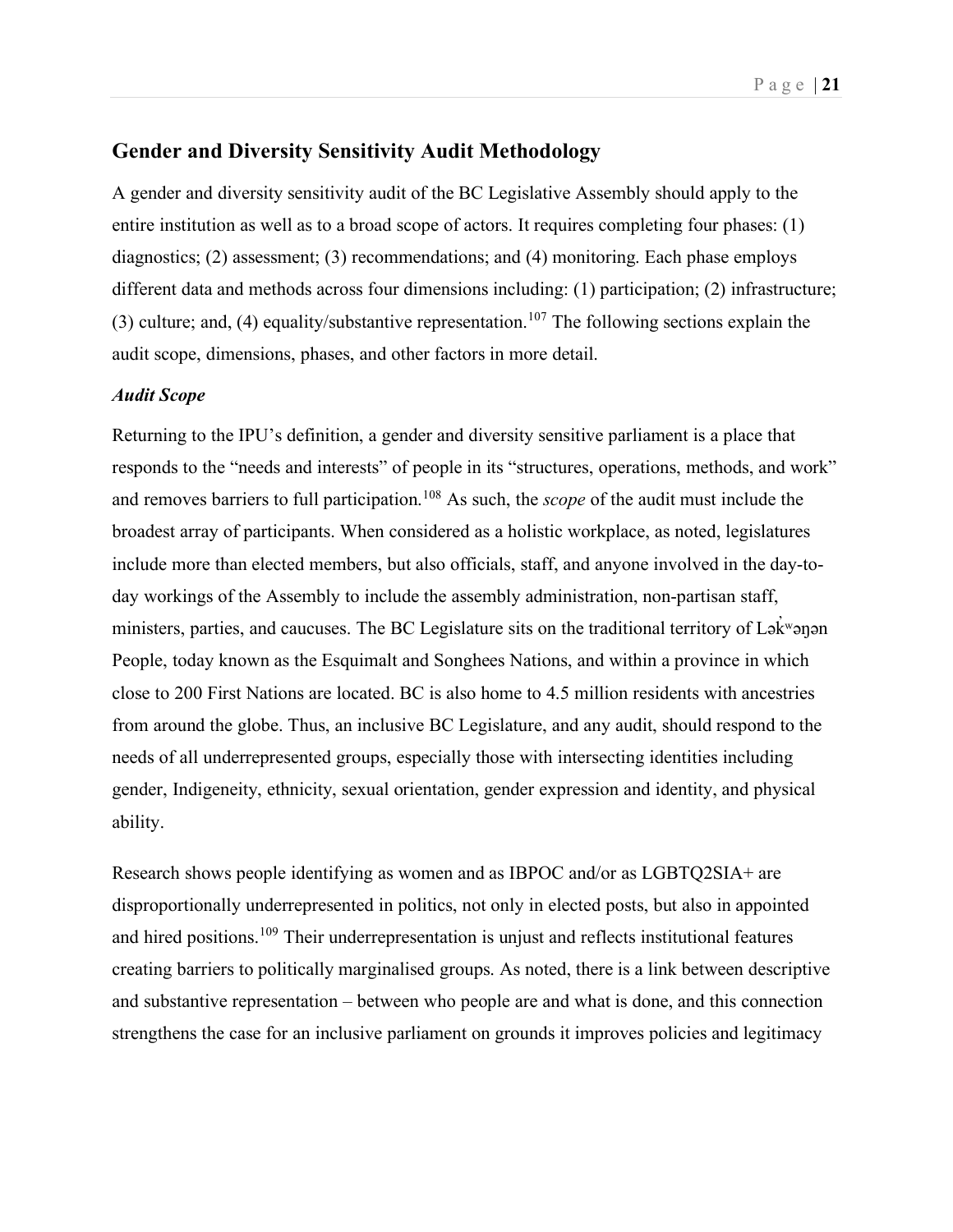## Gender and Diversity Sensitivity Audit Methodology

A gender and diversity sensitivity audit of the BC Legislative Assembly should apply to the entire institution as well as to a broad scope of actors. It requires completing four phases: (1) diagnostics; (2) assessment; (3) recommendations; and (4) monitoring. Each phase employs different data and methods across four dimensions including: (1) participation; (2) infrastructure; (3) culture; and, (4) equality/substantive representation.[107] The following sections explain the audit scope, dimensions, phases, and other factors in more detail.

### *Audit Scope*

Returning to the IPU's definition, a gender and diversity sensitive parliament is a place that responds to the "needs and interests" of people in its "structures, operations, methods, and work" and removes barriers to full participation.[108] As such, the *scope* of the audit must include the broadest array of participants. When considered as a holistic workplace, as noted, legislatures include more than elected members, but also officials, staff, and anyone involved in the day-to-day workings of the Assembly to include the assembly administration, non-partisan staff, ministers, parties, and caucuses. The BC Legislature sits on the traditional territory of Lək̓ʷəŋən People, today known as the Esquimalt and Songhees Nations, and within a province in which close to 200 First Nations are located. BC is also home to 4.5 million residents with ancestries from around the globe. Thus, an inclusive BC Legislature, and any audit, should respond to the needs of all underrepresented groups, especially those with intersecting identities including gender, Indigeneity, ethnicity, sexual orientation, gender expression and identity, and physical ability.

Research shows people identifying as women and as IBPOC and/or as LGBTQ2SIA+ are disproportionally underrepresented in politics, not only in elected posts, but also in appointed and hired positions.[109] Their underrepresentation is unjust and reflects institutional features creating barriers to politically marginalised groups. As noted, there is a link between descriptive and substantive representation – between who people are and what is done, and this connection strengthens the case for an inclusive parliament on grounds it improves policies and legitimacy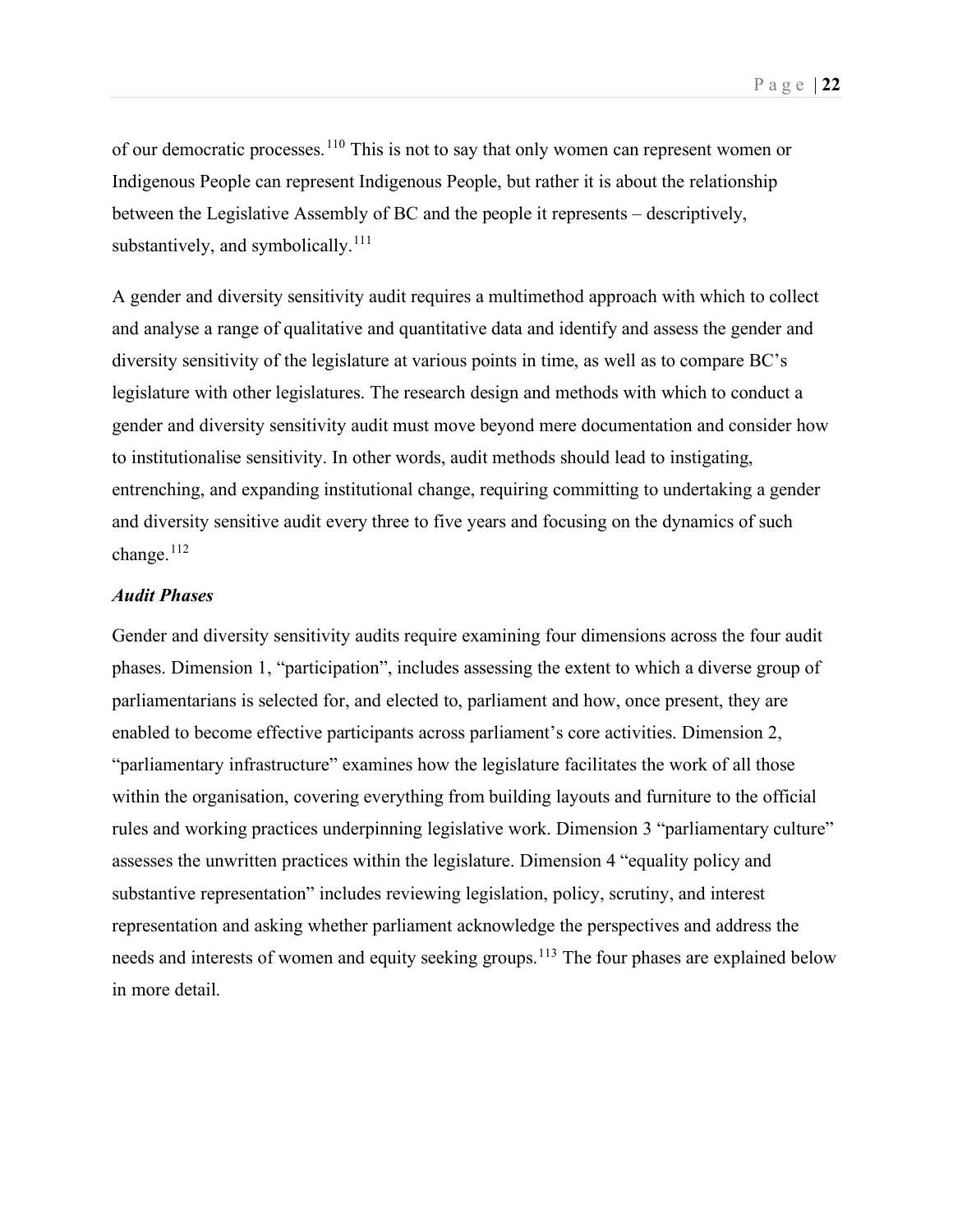of our democratic processes.[110] This is not to say that only women can represent women or Indigenous People can represent Indigenous People, but rather it is about the relationship between the Legislative Assembly of BC and the people it represents – descriptively, substantively, and symbolically.[111]

A gender and diversity sensitivity audit requires a multimethod approach with which to collect and analyse a range of qualitative and quantitative data and identify and assess the gender and diversity sensitivity of the legislature at various points in time, as well as to compare BC's legislature with other legislatures. The research design and methods with which to conduct a gender and diversity sensitivity audit must move beyond mere documentation and consider how to institutionalise sensitivity. In other words, audit methods should lead to instigating, entrenching, and expanding institutional change, requiring committing to undertaking a gender and diversity sensitive audit every three to five years and focusing on the dynamics of such change.[112]

### *Audit Phases*

Gender and diversity sensitivity audits require examining four dimensions across the four audit phases. Dimension 1, "participation", includes assessing the extent to which a diverse group of parliamentarians is selected for, and elected to, parliament and how, once present, they are enabled to become effective participants across parliament's core activities. Dimension 2, "parliamentary infrastructure" examines how the legislature facilitates the work of all those within the organisation, covering everything from building layouts and furniture to the official rules and working practices underpinning legislative work. Dimension 3 "parliamentary culture" assesses the unwritten practices within the legislature. Dimension 4 "equality policy and substantive representation" includes reviewing legislation, policy, scrutiny, and interest representation and asking whether parliament acknowledge the perspectives and address the needs and interests of women and equity seeking groups.[113] The four phases are explained below in more detail.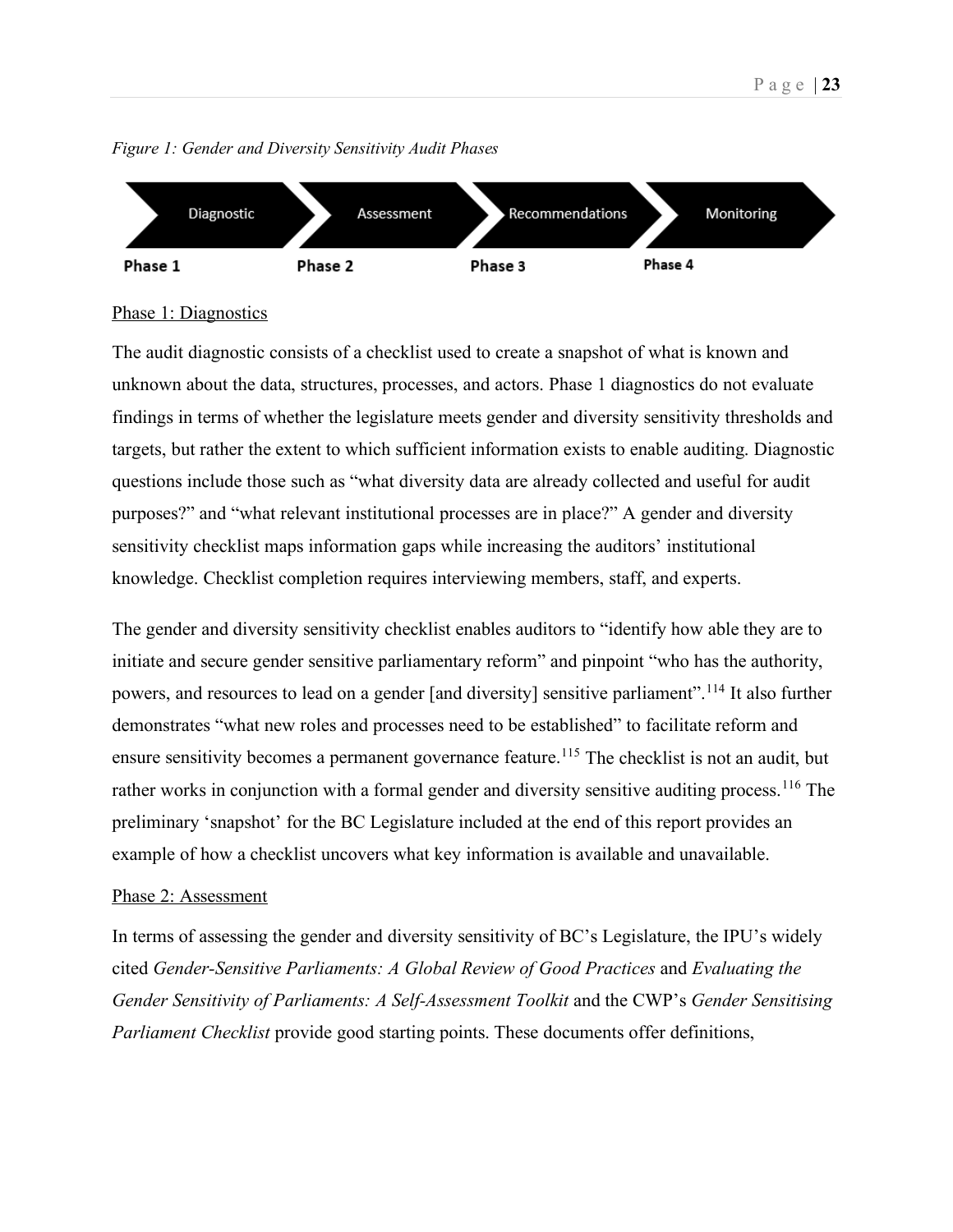*Figure 1: Gender and Diversity Sensitivity Audit Phases*

| Phase 1 | Phase 2 | Phase 3 | Phase 4 |
| --- | --- | --- | --- |
| Diagnostic | Assessment | Recommendations | Monitoring |

Phase 1: Diagnostics

The audit diagnostic consists of a checklist used to create a snapshot of what is known and unknown about the data, structures, processes, and actors. Phase 1 diagnostics do not evaluate findings in terms of whether the legislature meets gender and diversity sensitivity thresholds and targets, but rather the extent to which sufficient information exists to enable auditing. Diagnostic questions include those such as "what diversity data are already collected and useful for audit purposes?" and "what relevant institutional processes are in place?" A gender and diversity sensitivity checklist maps information gaps while increasing the auditors' institutional knowledge. Checklist completion requires interviewing members, staff, and experts.

The gender and diversity sensitivity checklist enables auditors to "identify how able they are to initiate and secure gender sensitive parliamentary reform" and pinpoint "who has the authority, powers, and resources to lead on a gender [and diversity] sensitive parliament".[114] It also further demonstrates "what new roles and processes need to be established" to facilitate reform and ensure sensitivity becomes a permanent governance feature.[115] The checklist is not an audit, but rather works in conjunction with a formal gender and diversity sensitive auditing process.[116] The preliminary 'snapshot' for the BC Legislature included at the end of this report provides an example of how a checklist uncovers what key information is available and unavailable.

Phase 2: Assessment

In terms of assessing the gender and diversity sensitivity of BC's Legislature, the IPU's widely cited *Gender-Sensitive Parliaments: A Global Review of Good Practices* and *Evaluating the Gender Sensitivity of Parliaments: A Self-Assessment Toolkit* and the CWP's *Gender Sensitising Parliament Checklist* provide good starting points. These documents offer definitions,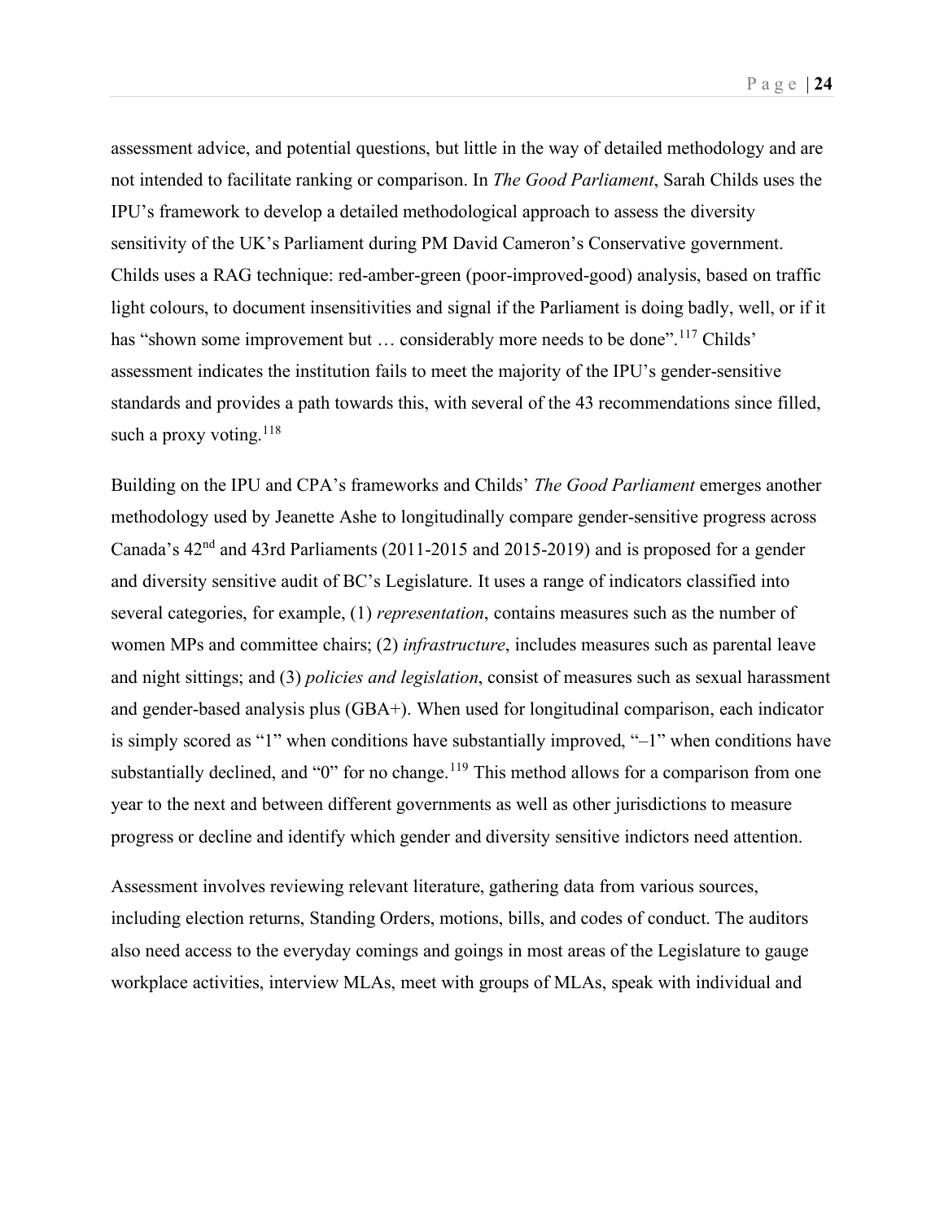assessment advice, and potential questions, but little in the way of detailed methodology and are not intended to facilitate ranking or comparison. In *The Good Parliament*, Sarah Childs uses the IPU's framework to develop a detailed methodological approach to assess the diversity sensitivity of the UK's Parliament during PM David Cameron's Conservative government. Childs uses a RAG technique: red-amber-green (poor-improved-good) analysis, based on traffic light colours, to document insensitivities and signal if the Parliament is doing badly, well, or if it has "shown some improvement but … considerably more needs to be done".[117] Childs' assessment indicates the institution fails to meet the majority of the IPU's gender-sensitive standards and provides a path towards this, with several of the 43 recommendations since filled, such a proxy voting.[118]

Building on the IPU and CPA's frameworks and Childs' *The Good Parliament* emerges another methodology used by Jeanette Ashe to longitudinally compare gender-sensitive progress across Canada's 42nd and 43rd Parliaments (2011-2015 and 2015-2019) and is proposed for a gender and diversity sensitive audit of BC's Legislature. It uses a range of indicators classified into several categories, for example, (1) *representation*, contains measures such as the number of women MPs and committee chairs; (2) *infrastructure*, includes measures such as parental leave and night sittings; and (3) *policies and legislation*, consist of measures such as sexual harassment and gender-based analysis plus (GBA+). When used for longitudinal comparison, each indicator is simply scored as "1" when conditions have substantially improved, "–1" when conditions have substantially declined, and "0" for no change.[119] This method allows for a comparison from one year to the next and between different governments as well as other jurisdictions to measure progress or decline and identify which gender and diversity sensitive indictors need attention.

Assessment involves reviewing relevant literature, gathering data from various sources, including election returns, Standing Orders, motions, bills, and codes of conduct. The auditors also need access to the everyday comings and goings in most areas of the Legislature to gauge workplace activities, interview MLAs, meet with groups of MLAs, speak with individual and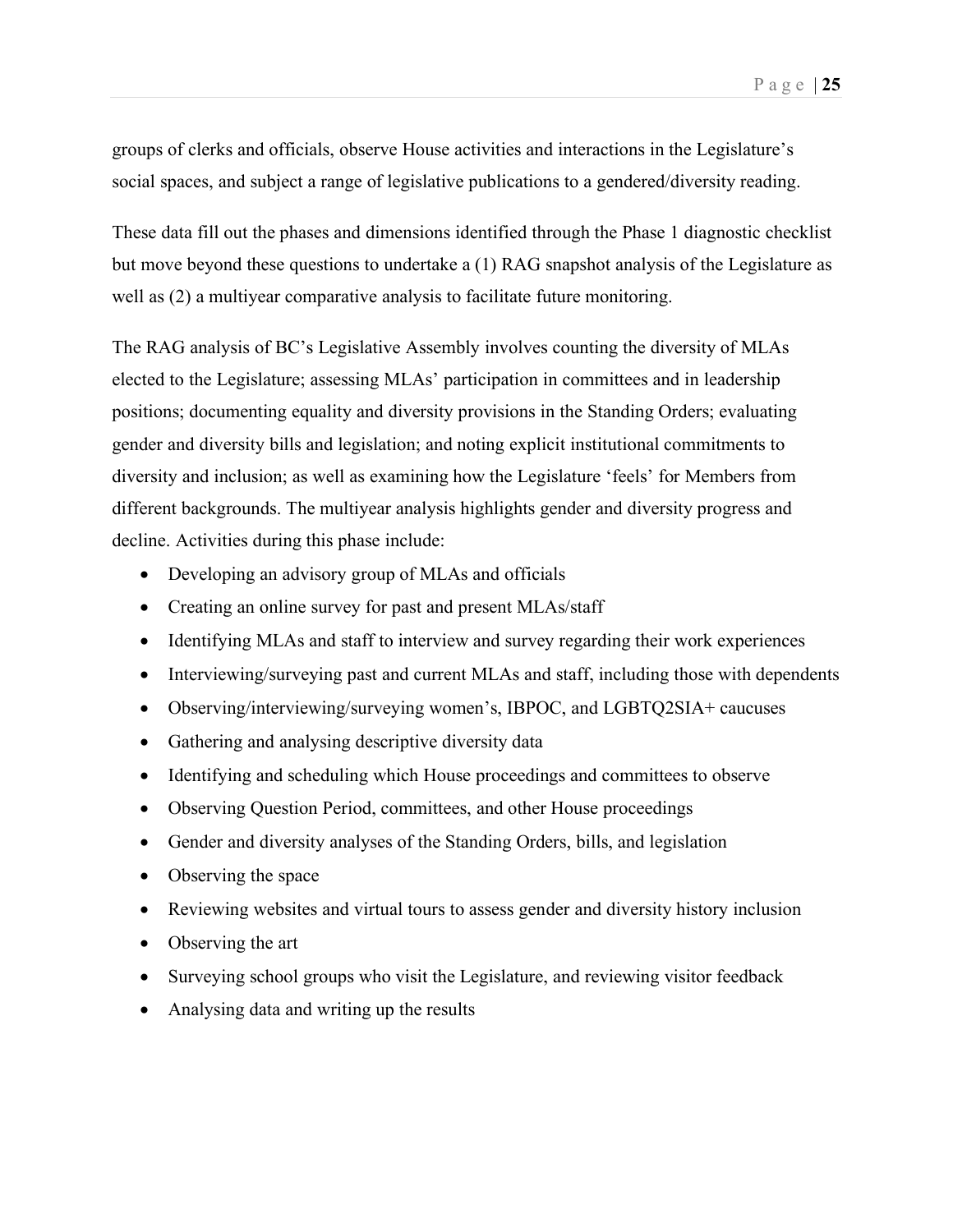groups of clerks and officials, observe House activities and interactions in the Legislature's social spaces, and subject a range of legislative publications to a gendered/diversity reading.

These data fill out the phases and dimensions identified through the Phase 1 diagnostic checklist but move beyond these questions to undertake a (1) RAG snapshot analysis of the Legislature as well as (2) a multiyear comparative analysis to facilitate future monitoring.

The RAG analysis of BC's Legislative Assembly involves counting the diversity of MLAs elected to the Legislature; assessing MLAs' participation in committees and in leadership positions; documenting equality and diversity provisions in the Standing Orders; evaluating gender and diversity bills and legislation; and noting explicit institutional commitments to diversity and inclusion; as well as examining how the Legislature 'feels' for Members from different backgrounds. The multiyear analysis highlights gender and diversity progress and decline. Activities during this phase include:

- Developing an advisory group of MLAs and officials
- Creating an online survey for past and present MLAs/staff
- Identifying MLAs and staff to interview and survey regarding their work experiences
- Interviewing/surveying past and current MLAs and staff, including those with dependents
- Observing/interviewing/surveying women's, IBPOC, and LGBTQ2SIA+ caucuses
- Gathering and analysing descriptive diversity data
- Identifying and scheduling which House proceedings and committees to observe
- Observing Question Period, committees, and other House proceedings
- Gender and diversity analyses of the Standing Orders, bills, and legislation
- Observing the space
- Reviewing websites and virtual tours to assess gender and diversity history inclusion
- Observing the art
- Surveying school groups who visit the Legislature, and reviewing visitor feedback
- Analysing data and writing up the results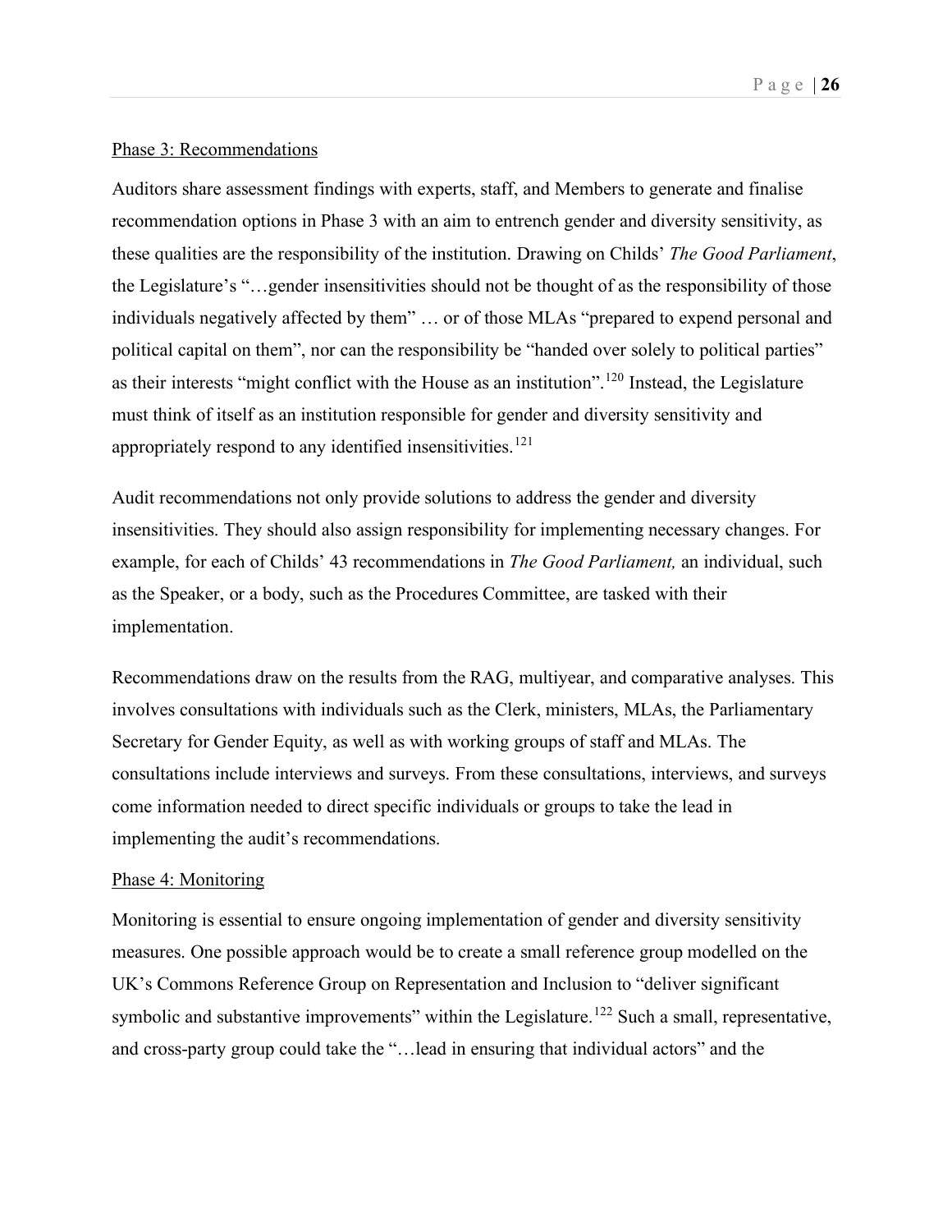Phase 3: Recommendations

Auditors share assessment findings with experts, staff, and Members to generate and finalise recommendation options in Phase 3 with an aim to entrench gender and diversity sensitivity, as these qualities are the responsibility of the institution. Drawing on Childs' *The Good Parliament*, the Legislature's "…gender insensitivities should not be thought of as the responsibility of those individuals negatively affected by them" … or of those MLAs "prepared to expend personal and political capital on them", nor can the responsibility be "handed over solely to political parties" as their interests "might conflict with the House as an institution".[120] Instead, the Legislature must think of itself as an institution responsible for gender and diversity sensitivity and appropriately respond to any identified insensitivities.[121]

Audit recommendations not only provide solutions to address the gender and diversity insensitivities. They should also assign responsibility for implementing necessary changes. For example, for each of Childs' 43 recommendations in *The Good Parliament,* an individual, such as the Speaker, or a body, such as the Procedures Committee, are tasked with their implementation.

Recommendations draw on the results from the RAG, multiyear, and comparative analyses. This involves consultations with individuals such as the Clerk, ministers, MLAs, the Parliamentary Secretary for Gender Equity, as well as with working groups of staff and MLAs. The consultations include interviews and surveys. From these consultations, interviews, and surveys come information needed to direct specific individuals or groups to take the lead in implementing the audit's recommendations.

Phase 4: Monitoring

Monitoring is essential to ensure ongoing implementation of gender and diversity sensitivity measures. One possible approach would be to create a small reference group modelled on the UK's Commons Reference Group on Representation and Inclusion to "deliver significant symbolic and substantive improvements" within the Legislature.[122] Such a small, representative, and cross-party group could take the "…lead in ensuring that individual actors" and the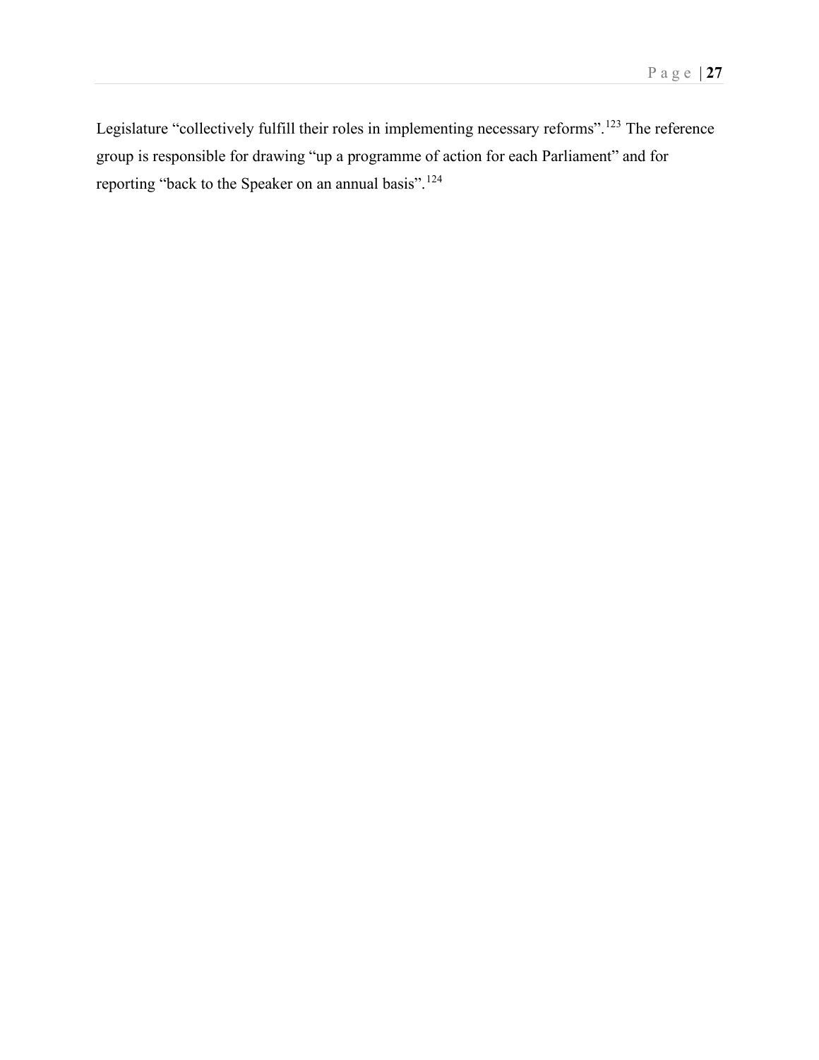Legislature “collectively fulfill their roles in implementing necessary reforms”.[123] The reference group is responsible for drawing “up a programme of action for each Parliament” and for reporting “back to the Speaker on an annual basis”.[124]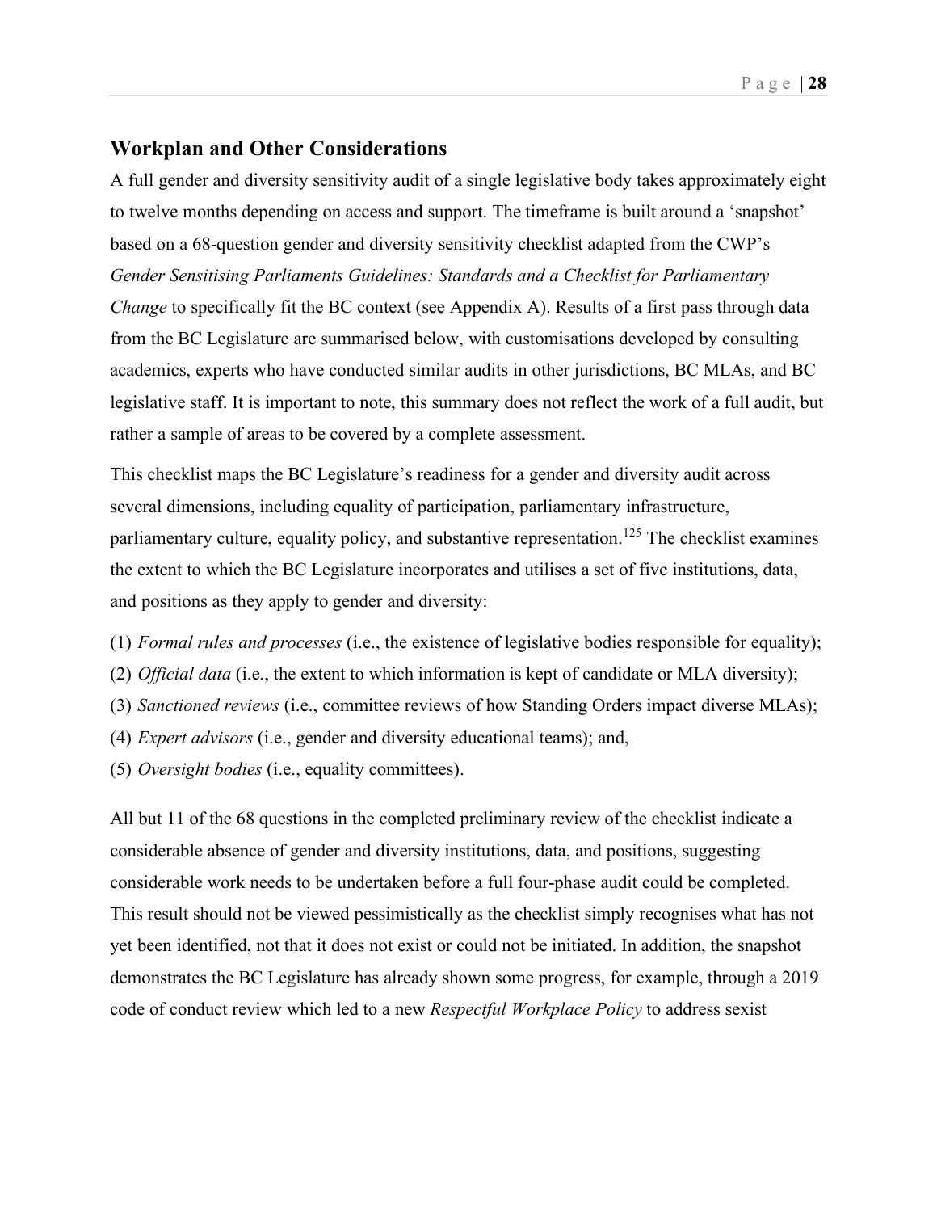## Workplan and Other Considerations

A full gender and diversity sensitivity audit of a single legislative body takes approximately eight to twelve months depending on access and support. The timeframe is built around a 'snapshot' based on a 68-question gender and diversity sensitivity checklist adapted from the CWP's *Gender Sensitising Parliaments Guidelines: Standards and a Checklist for Parliamentary Change* to specifically fit the BC context (see Appendix A). Results of a first pass through data from the BC Legislature are summarised below, with customisations developed by consulting academics, experts who have conducted similar audits in other jurisdictions, BC MLAs, and BC legislative staff. It is important to note, this summary does not reflect the work of a full audit, but rather a sample of areas to be covered by a complete assessment.

This checklist maps the BC Legislature's readiness for a gender and diversity audit across several dimensions, including equality of participation, parliamentary infrastructure, parliamentary culture, equality policy, and substantive representation.[125] The checklist examines the extent to which the BC Legislature incorporates and utilises a set of five institutions, data, and positions as they apply to gender and diversity:

(1) *Formal rules and processes* (i.e., the existence of legislative bodies responsible for equality);
(2) *Official data* (i.e., the extent to which information is kept of candidate or MLA diversity);
(3) *Sanctioned reviews* (i.e., committee reviews of how Standing Orders impact diverse MLAs);
(4) *Expert advisors* (i.e., gender and diversity educational teams); and,
(5) *Oversight bodies* (i.e., equality committees).

All but 11 of the 68 questions in the completed preliminary review of the checklist indicate a considerable absence of gender and diversity institutions, data, and positions, suggesting considerable work needs to be undertaken before a full four-phase audit could be completed. This result should not be viewed pessimistically as the checklist simply recognises what has not yet been identified, not that it does not exist or could not be initiated. In addition, the snapshot demonstrates the BC Legislature has already shown some progress, for example, through a 2019 code of conduct review which led to a new *Respectful Workplace Policy* to address sexist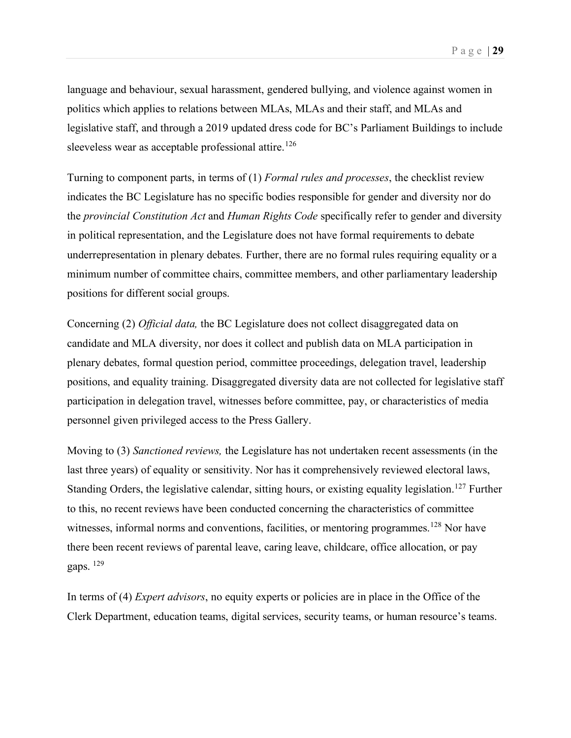language and behaviour, sexual harassment, gendered bullying, and violence against women in politics which applies to relations between MLAs, MLAs and their staff, and MLAs and legislative staff, and through a 2019 updated dress code for BC's Parliament Buildings to include sleeveless wear as acceptable professional attire.[126]

Turning to component parts, in terms of (1) *Formal rules and processes*, the checklist review indicates the BC Legislature has no specific bodies responsible for gender and diversity nor do the *provincial Constitution Act* and *Human Rights Code* specifically refer to gender and diversity in political representation, and the Legislature does not have formal requirements to debate underrepresentation in plenary debates. Further, there are no formal rules requiring equality or a minimum number of committee chairs, committee members, and other parliamentary leadership positions for different social groups.

Concerning (2) *Official data,* the BC Legislature does not collect disaggregated data on candidate and MLA diversity, nor does it collect and publish data on MLA participation in plenary debates, formal question period, committee proceedings, delegation travel, leadership positions, and equality training. Disaggregated diversity data are not collected for legislative staff participation in delegation travel, witnesses before committee, pay, or characteristics of media personnel given privileged access to the Press Gallery.

Moving to (3) *Sanctioned reviews,* the Legislature has not undertaken recent assessments (in the last three years) of equality or sensitivity. Nor has it comprehensively reviewed electoral laws, Standing Orders, the legislative calendar, sitting hours, or existing equality legislation.[127] Further to this, no recent reviews have been conducted concerning the characteristics of committee witnesses, informal norms and conventions, facilities, or mentoring programmes.[128] Nor have there been recent reviews of parental leave, caring leave, childcare, office allocation, or pay gaps.[129]

In terms of (4) *Expert advisors*, no equity experts or policies are in place in the Office of the Clerk Department, education teams, digital services, security teams, or human resource's teams.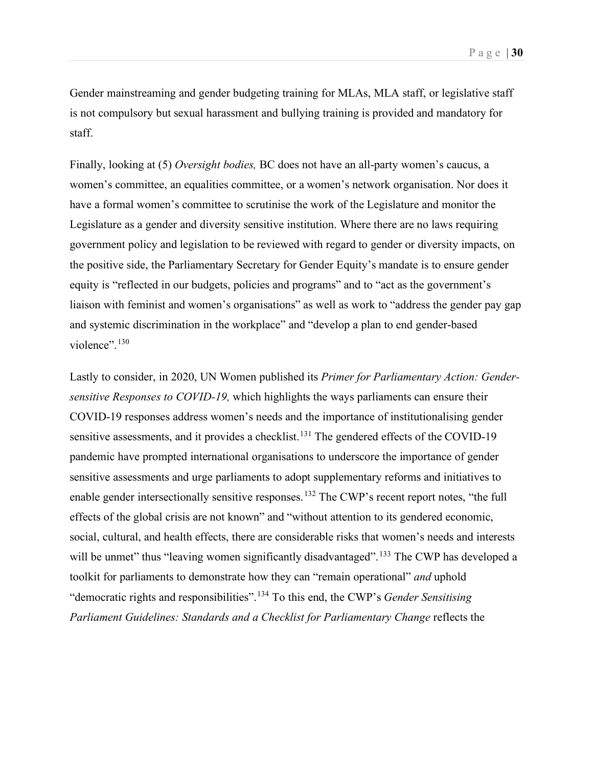Gender mainstreaming and gender budgeting training for MLAs, MLA staff, or legislative staff is not compulsory but sexual harassment and bullying training is provided and mandatory for staff.

Finally, looking at (5) *Oversight bodies,* BC does not have an all-party women's caucus, a women's committee, an equalities committee, or a women's network organisation. Nor does it have a formal women's committee to scrutinise the work of the Legislature and monitor the Legislature as a gender and diversity sensitive institution. Where there are no laws requiring government policy and legislation to be reviewed with regard to gender or diversity impacts, on the positive side, the Parliamentary Secretary for Gender Equity's mandate is to ensure gender equity is "reflected in our budgets, policies and programs" and to "act as the government's liaison with feminist and women's organisations" as well as work to "address the gender pay gap and systemic discrimination in the workplace" and "develop a plan to end gender-based violence".[130]

Lastly to consider, in 2020, UN Women published its *Primer for Parliamentary Action: Gender-sensitive Responses to COVID-19,* which highlights the ways parliaments can ensure their COVID-19 responses address women's needs and the importance of institutionalising gender sensitive assessments, and it provides a checklist.[131] The gendered effects of the COVID-19 pandemic have prompted international organisations to underscore the importance of gender sensitive assessments and urge parliaments to adopt supplementary reforms and initiatives to enable gender intersectionally sensitive responses.[132] The CWP's recent report notes, "the full effects of the global crisis are not known" and "without attention to its gendered economic, social, cultural, and health effects, there are considerable risks that women's needs and interests will be unmet" thus "leaving women significantly disadvantaged".[133] The CWP has developed a toolkit for parliaments to demonstrate how they can "remain operational" *and* uphold "democratic rights and responsibilities".[134] To this end, the CWP's *Gender Sensitising Parliament Guidelines: Standards and a Checklist for Parliamentary Change* reflects the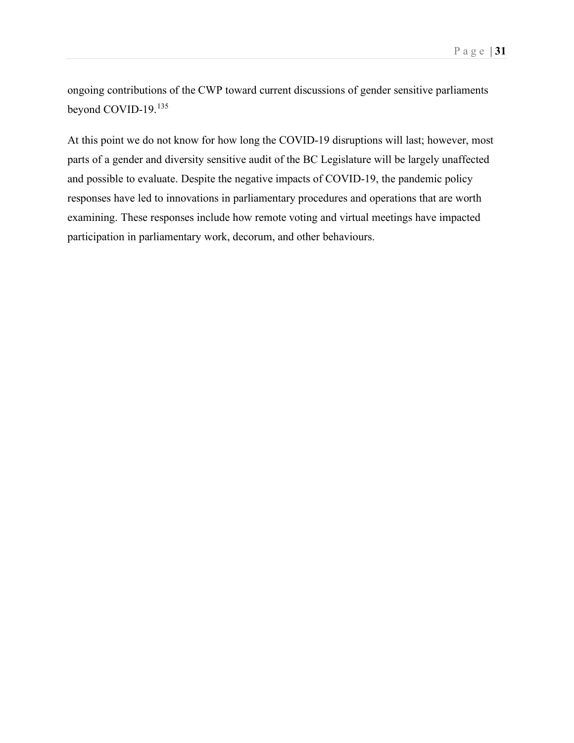ongoing contributions of the CWP toward current discussions of gender sensitive parliaments beyond COVID-19.[135]

At this point we do not know for how long the COVID-19 disruptions will last; however, most parts of a gender and diversity sensitive audit of the BC Legislature will be largely unaffected and possible to evaluate. Despite the negative impacts of COVID-19, the pandemic policy responses have led to innovations in parliamentary procedures and operations that are worth examining. These responses include how remote voting and virtual meetings have impacted participation in parliamentary work, decorum, and other behaviours.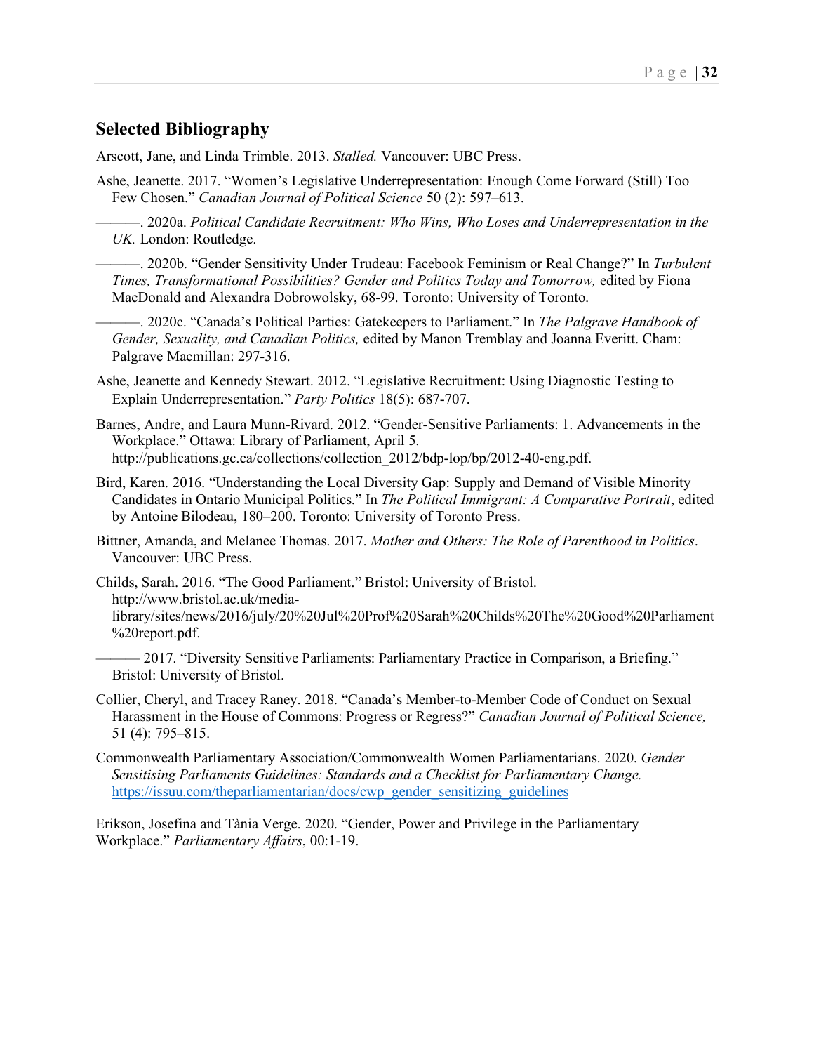## Selected Bibliography

Arscott, Jane, and Linda Trimble. 2013. *Stalled.* Vancouver: UBC Press.

Ashe, Jeanette. 2017. "Women's Legislative Underrepresentation: Enough Come Forward (Still) Too Few Chosen." *Canadian Journal of Political Science* 50 (2): 597–613.

———. 2020a. *Political Candidate Recruitment: Who Wins, Who Loses and Underrepresentation in the UK.* London: Routledge.

———. 2020b. "Gender Sensitivity Under Trudeau: Facebook Feminism or Real Change?" In *Turbulent Times, Transformational Possibilities? Gender and Politics Today and Tomorrow,* edited by Fiona MacDonald and Alexandra Dobrowolsky, 68-99. Toronto: University of Toronto.

———. 2020c. "Canada's Political Parties: Gatekeepers to Parliament." In *The Palgrave Handbook of Gender, Sexuality, and Canadian Politics,* edited by Manon Tremblay and Joanna Everitt. Cham: Palgrave Macmillan: 297-316.

Ashe, Jeanette and Kennedy Stewart. 2012. "Legislative Recruitment: Using Diagnostic Testing to Explain Underrepresentation." *Party Politics* 18(5): 687-707.

Barnes, Andre, and Laura Munn-Rivard. 2012. "Gender-Sensitive Parliaments: 1. Advancements in the Workplace." Ottawa: Library of Parliament, April 5. http://publications.gc.ca/collections/collection_2012/bdp-lop/bp/2012-40-eng.pdf.

Bird, Karen. 2016. "Understanding the Local Diversity Gap: Supply and Demand of Visible Minority Candidates in Ontario Municipal Politics." In *The Political Immigrant: A Comparative Portrait*, edited by Antoine Bilodeau, 180–200. Toronto: University of Toronto Press.

Bittner, Amanda, and Melanee Thomas. 2017. *Mother and Others: The Role of Parenthood in Politics*. Vancouver: UBC Press.

Childs, Sarah. 2016. "The Good Parliament." Bristol: University of Bristol. http://www.bristol.ac.uk/media-library/sites/news/2016/july/20%20Jul%20Prof%20Sarah%20Childs%20The%20Good%20Parliament%20report.pdf.

——— 2017. "Diversity Sensitive Parliaments: Parliamentary Practice in Comparison, a Briefing." Bristol: University of Bristol.

Collier, Cheryl, and Tracey Raney. 2018. "Canada's Member-to-Member Code of Conduct on Sexual Harassment in the House of Commons: Progress or Regress?" *Canadian Journal of Political Science,* 51 (4): 795–815.

Commonwealth Parliamentary Association/Commonwealth Women Parliamentarians. 2020. *Gender Sensitising Parliaments Guidelines: Standards and a Checklist for Parliamentary Change.* https://issuu.com/theparliamentarian/docs/cwp_gender_sensitizing_guidelines

Erikson, Josefina and Tània Verge. 2020. "Gender, Power and Privilege in the Parliamentary Workplace." *Parliamentary Affairs*, 00:1-19.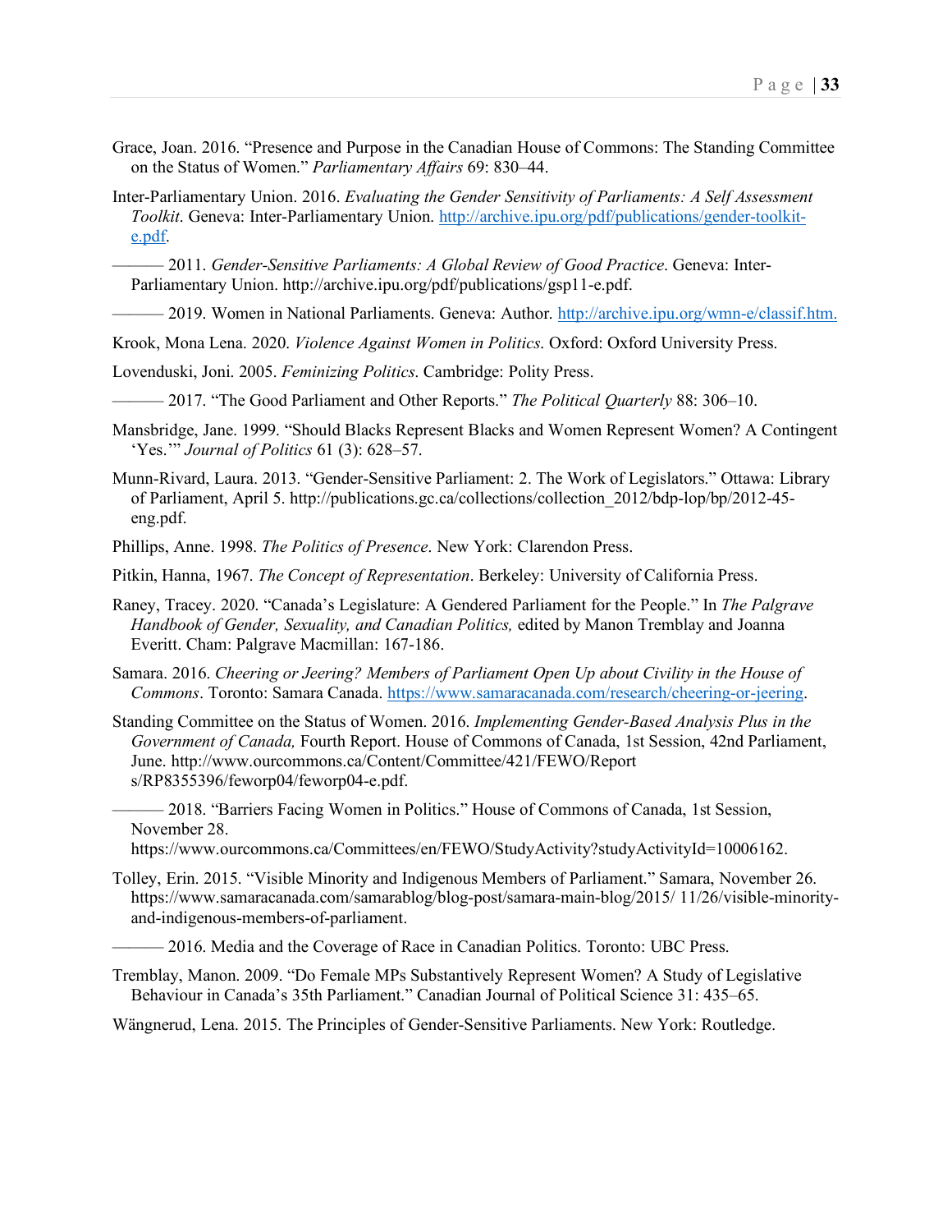Grace, Joan. 2016. "Presence and Purpose in the Canadian House of Commons: The Standing Committee on the Status of Women." *Parliamentary Affairs* 69: 830–44.

Inter-Parliamentary Union. 2016. *Evaluating the Gender Sensitivity of Parliaments: A Self Assessment Toolkit*. Geneva: Inter-Parliamentary Union. http://archive.ipu.org/pdf/publications/gender-toolkit-e.pdf.

——— 2011. *Gender-Sensitive Parliaments: A Global Review of Good Practice*. Geneva: Inter-Parliamentary Union. http://archive.ipu.org/pdf/publications/gsp11-e.pdf.

——— 2019. Women in National Parliaments. Geneva: Author. http://archive.ipu.org/wmn-e/classif.htm.

Krook, Mona Lena. 2020. *Violence Against Women in Politics*. Oxford: Oxford University Press.

Lovenduski, Joni. 2005. *Feminizing Politics*. Cambridge: Polity Press.

——— 2017. "The Good Parliament and Other Reports." *The Political Quarterly* 88: 306–10.

Mansbridge, Jane. 1999. "Should Blacks Represent Blacks and Women Represent Women? A Contingent 'Yes.'" *Journal of Politics* 61 (3): 628–57.

Munn-Rivard, Laura. 2013. "Gender-Sensitive Parliament: 2. The Work of Legislators." Ottawa: Library of Parliament, April 5. http://publications.gc.ca/collections/collection_2012/bdp-lop/bp/2012-45-eng.pdf.

Phillips, Anne. 1998. *The Politics of Presence*. New York: Clarendon Press.

Pitkin, Hanna, 1967. *The Concept of Representation*. Berkeley: University of California Press.

Raney, Tracey. 2020. "Canada's Legislature: A Gendered Parliament for the People." In *The Palgrave Handbook of Gender, Sexuality, and Canadian Politics,* edited by Manon Tremblay and Joanna Everitt. Cham: Palgrave Macmillan: 167-186.

Samara. 2016. *Cheering or Jeering? Members of Parliament Open Up about Civility in the House of Commons*. Toronto: Samara Canada. https://www.samaracanada.com/research/cheering-or-jeering.

Standing Committee on the Status of Women. 2016. *Implementing Gender-Based Analysis Plus in the Government of Canada,* Fourth Report. House of Commons of Canada, 1st Session, 42nd Parliament, June. http://www.ourcommons.ca/Content/Committee/421/FEWO/Report s/RP8355396/feworp04/feworp04-e.pdf.

——— 2018. "Barriers Facing Women in Politics." House of Commons of Canada, 1st Session, November 28. https://www.ourcommons.ca/Committees/en/FEWO/StudyActivity?studyActivityId=10006162.

Tolley, Erin. 2015. "Visible Minority and Indigenous Members of Parliament." Samara, November 26. https://www.samaracanada.com/samarablog/blog-post/samara-main-blog/2015/ 11/26/visible-minority-and-indigenous-members-of-parliament.

——— 2016. Media and the Coverage of Race in Canadian Politics. Toronto: UBC Press.

Tremblay, Manon. 2009. "Do Female MPs Substantively Represent Women? A Study of Legislative Behaviour in Canada's 35th Parliament." Canadian Journal of Political Science 31: 435–65.

Wängnerud, Lena. 2015. The Principles of Gender-Sensitive Parliaments. New York: Routledge.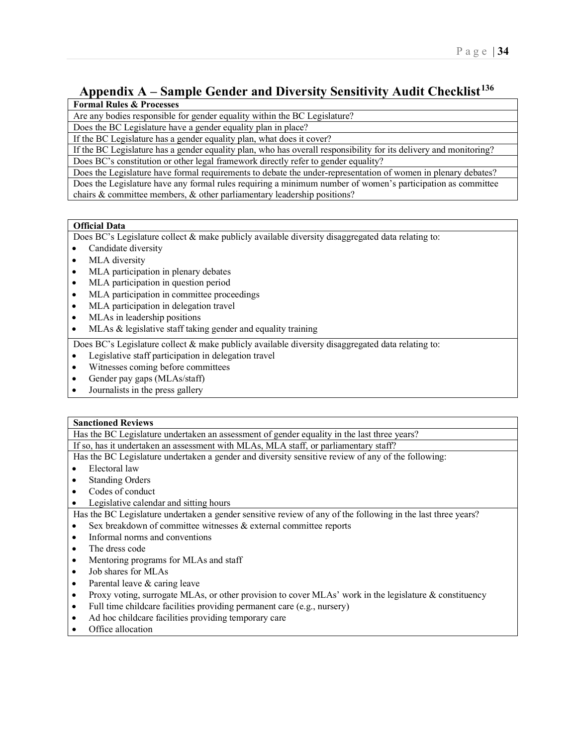# Appendix A – Sample Gender and Diversity Sensitivity Audit Checklist[136]

| **Formal Rules & Processes** |
|---|
| Are any bodies responsible for gender equality within the BC Legislature? |
| Does the BC Legislature have a gender equality plan in place? |
| If the BC Legislature has a gender equality plan, what does it cover? |
| If the BC Legislature has a gender equality plan, who has overall responsibility for its delivery and monitoring? |
| Does BC's constitution or other legal framework directly refer to gender equality? |
| Does the Legislature have formal requirements to debate the under-representation of women in plenary debates? |
| Does the Legislature have any formal rules requiring a minimum number of women's participation as committee chairs & committee members, & other parliamentary leadership positions? |

**Official Data**

Does BC's Legislature collect & make publicly available diversity disaggregated data relating to:

- Candidate diversity
- MLA diversity
- MLA participation in plenary debates
- MLA participation in question period
- MLA participation in committee proceedings
- MLA participation in delegation travel
- MLAs in leadership positions
- MLAs & legislative staff taking gender and equality training

Does BC's Legislature collect & make publicly available diversity disaggregated data relating to:

- Legislative staff participation in delegation travel
- Witnesses coming before committees
- Gender pay gaps (MLAs/staff)
- Journalists in the press gallery

**Sanctioned Reviews**

Has the BC Legislature undertaken an assessment of gender equality in the last three years?

If so, has it undertaken an assessment with MLAs, MLA staff, or parliamentary staff?

Has the BC Legislature undertaken a gender and diversity sensitive review of any of the following:

- Electoral law
- Standing Orders
- Codes of conduct
- Legislative calendar and sitting hours

Has the BC Legislature undertaken a gender sensitive review of any of the following in the last three years?

- Sex breakdown of committee witnesses & external committee reports
- Informal norms and conventions
- The dress code
- Mentoring programs for MLAs and staff
- Job shares for MLAs
- Parental leave & caring leave
- Proxy voting, surrogate MLAs, or other provision to cover MLAs' work in the legislature & constituency
- Full time childcare facilities providing permanent care (e.g., nursery)
- Ad hoc childcare facilities providing temporary care
- Office allocation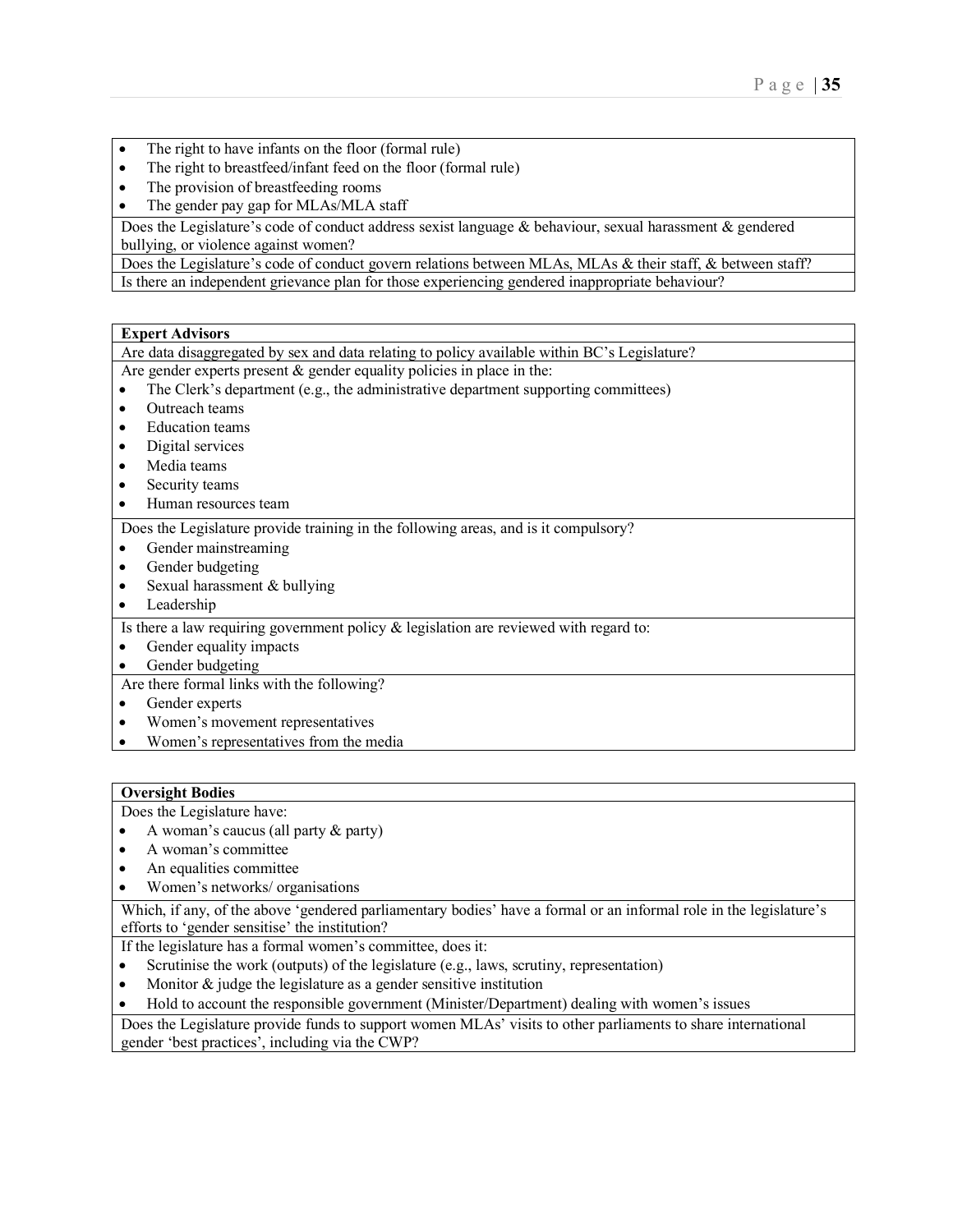- The right to have infants on the floor (formal rule)
- The right to breastfeed/infant feed on the floor (formal rule)
- The provision of breastfeeding rooms
- The gender pay gap for MLAs/MLA staff

Does the Legislature's code of conduct address sexist language & behaviour, sexual harassment & gendered bullying, or violence against women?

Does the Legislature's code of conduct govern relations between MLAs, MLAs & their staff, & between staff?

Is there an independent grievance plan for those experiencing gendered inappropriate behaviour?

**Expert Advisors**

Are data disaggregated by sex and data relating to policy available within BC's Legislature?

Are gender experts present & gender equality policies in place in the:

- The Clerk's department (e.g., the administrative department supporting committees)
- Outreach teams
- Education teams
- Digital services
- Media teams
- Security teams
- Human resources team

Does the Legislature provide training in the following areas, and is it compulsory?

- Gender mainstreaming
- Gender budgeting
- Sexual harassment & bullying
- Leadership

Is there a law requiring government policy & legislation are reviewed with regard to:

- Gender equality impacts
- Gender budgeting

Are there formal links with the following?

- Gender experts
- Women's movement representatives
- Women's representatives from the media

**Oversight Bodies**

Does the Legislature have:

- A woman's caucus (all party & party)
- A woman's committee
- An equalities committee
- Women's networks/ organisations

Which, if any, of the above 'gendered parliamentary bodies' have a formal or an informal role in the legislature's efforts to 'gender sensitise' the institution?

If the legislature has a formal women's committee, does it:

- Scrutinise the work (outputs) of the legislature (e.g., laws, scrutiny, representation)
- Monitor & judge the legislature as a gender sensitive institution
- Hold to account the responsible government (Minister/Department) dealing with women's issues

Does the Legislature provide funds to support women MLAs' visits to other parliaments to share international gender 'best practices', including via the CWP?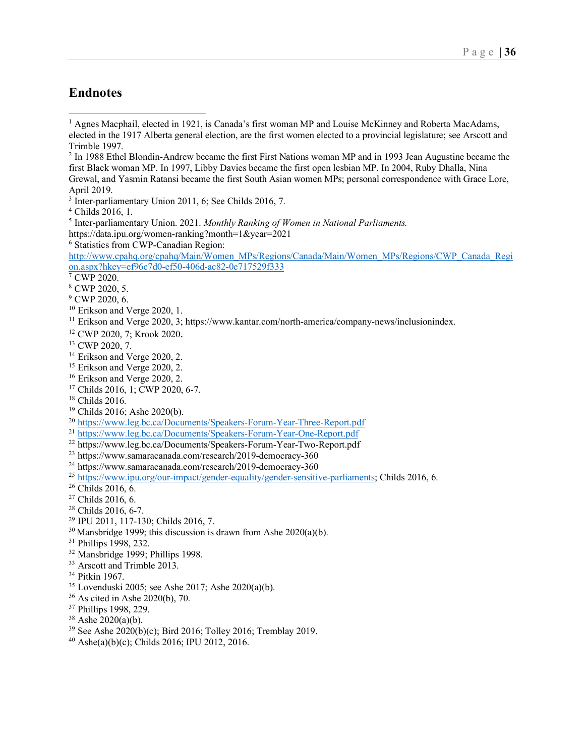## Endnotes

[1] Agnes Macphail, elected in 1921, is Canada's first woman MP and Louise McKinney and Roberta MacAdams, elected in the 1917 Alberta general election, are the first women elected to a provincial legislature; see Arscott and Trimble 1997.

[2] In 1988 Ethel Blondin-Andrew became the first First Nations woman MP and in 1993 Jean Augustine became the first Black woman MP. In 1997, Libby Davies became the first open lesbian MP. In 2004, Ruby Dhalla, Nina Grewal, and Yasmin Ratansi became the first South Asian women MPs; personal correspondence with Grace Lore, April 2019.

[3] Inter-parliamentary Union 2011, 6; See Childs 2016, 7.

[4] Childs 2016, 1.

[5] Inter-parliamentary Union. 2021. *Monthly Ranking of Women in National Parliaments.* https://data.ipu.org/women-ranking?month=1&year=2021

[6] Statistics from CWP-Canadian Region: http://www.cpahq.org/cpahq/Main/Women_MPs/Regions/Canada/Main/Women_MPs/Regions/CWP_Canada_Region.aspx?hkey=ef96c7d0-ef50-406d-ac82-0e717529f333

[7] CWP 2020.

[8] CWP 2020, 5.

[9] CWP 2020, 6.

[10] Erikson and Verge 2020, 1.

[11] Erikson and Verge 2020, 3; https://www.kantar.com/north-america/company-news/inclusionindex.

[12] CWP 2020, 7; Krook 2020.

[13] CWP 2020, 7.

[14] Erikson and Verge 2020, 2.

[15] Erikson and Verge 2020, 2.

[16] Erikson and Verge 2020, 2.

[17] Childs 2016, 1; CWP 2020, 6-7.

[18] Childs 2016.

[19] Childs 2016; Ashe 2020(b).

[20] https://www.leg.bc.ca/Documents/Speakers-Forum-Year-Three-Report.pdf

[21] https://www.leg.bc.ca/Documents/Speakers-Forum-Year-One-Report.pdf

[22] https://www.leg.bc.ca/Documents/Speakers-Forum-Year-Two-Report.pdf

[23] https://www.samaracanada.com/research/2019-democracy-360

[24] https://www.samaracanada.com/research/2019-democracy-360

[25] https://www.ipu.org/our-impact/gender-equality/gender-sensitive-parliaments; Childs 2016, 6.

[26] Childs 2016, 6.

[27] Childs 2016, 6.

[28] Childs 2016, 6-7.

[29] IPU 2011, 117-130; Childs 2016, 7.

[30] Mansbridge 1999; this discussion is drawn from Ashe 2020(a)(b).

[31] Phillips 1998, 232.

[32] Mansbridge 1999; Phillips 1998.

[33] Arscott and Trimble 2013.

[34] Pitkin 1967.

[35] Lovenduski 2005; see Ashe 2017; Ashe 2020(a)(b).

[36] As cited in Ashe 2020(b), 70.

[37] Phillips 1998, 229.

[38] Ashe 2020(a)(b).

[39] See Ashe 2020(b)(c); Bird 2016; Tolley 2016; Tremblay 2019.

[40] Ashe(a)(b)(c); Childs 2016; IPU 2012, 2016.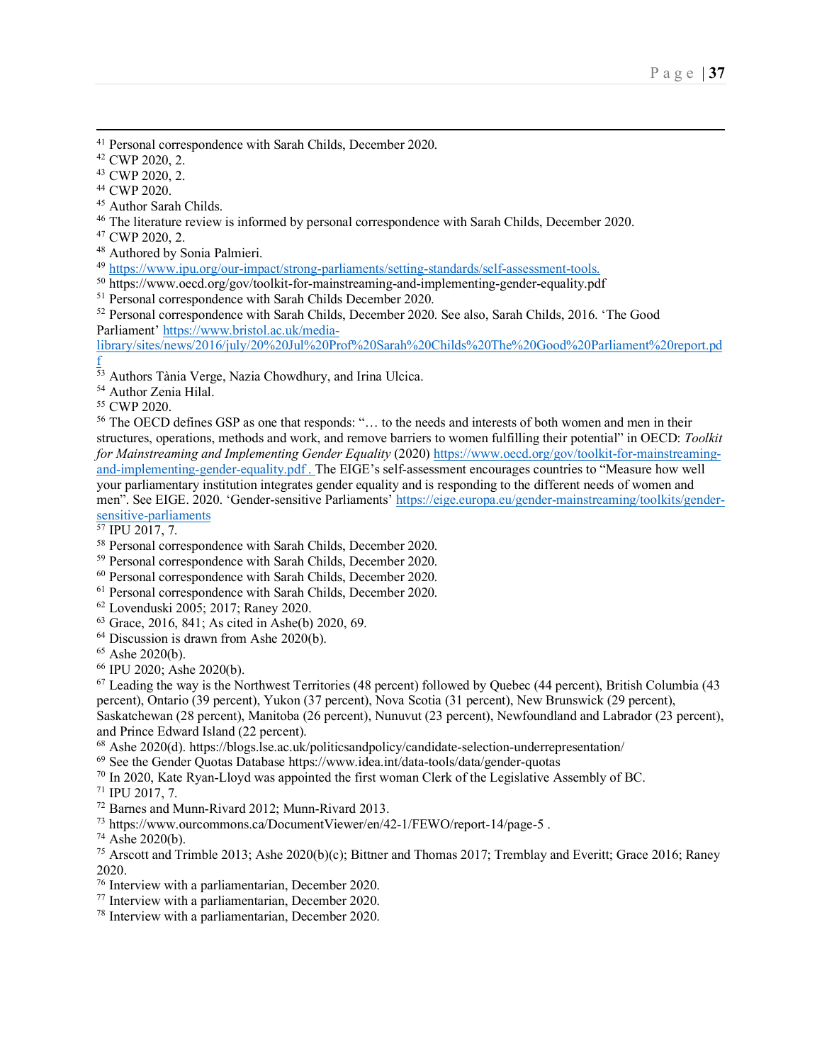[41] Personal correspondence with Sarah Childs, December 2020.
[42] CWP 2020, 2.
[43] CWP 2020, 2.
[44] CWP 2020.
[45] Author Sarah Childs.
[46] The literature review is informed by personal correspondence with Sarah Childs, December 2020.
[47] CWP 2020, 2.
[48] Authored by Sonia Palmieri.
[49] https://www.ipu.org/our-impact/strong-parliaments/setting-standards/self-assessment-tools.
[50] https://www.oecd.org/gov/toolkit-for-mainstreaming-and-implementing-gender-equality.pdf
[51] Personal correspondence with Sarah Childs December 2020.
[52] Personal correspondence with Sarah Childs, December 2020. See also, Sarah Childs, 2016. 'The Good Parliament' https://www.bristol.ac.uk/media-library/sites/news/2016/july/20%20Jul%20Prof%20Sarah%20Childs%20The%20Good%20Parliament%20report.pdf
[53] Authors Tània Verge, Nazia Chowdhury, and Irina Ulcica.
[54] Author Zenia Hilal.
[55] CWP 2020.
[56] The OECD defines GSP as one that responds: "… to the needs and interests of both women and men in their structures, operations, methods and work, and remove barriers to women fulfilling their potential" in OECD: *Toolkit for Mainstreaming and Implementing Gender Equality* (2020) https://www.oecd.org/gov/toolkit-for-mainstreaming-and-implementing-gender-equality.pdf . The EIGE's self-assessment encourages countries to "Measure how well your parliamentary institution integrates gender equality and is responding to the different needs of women and men". See EIGE. 2020. 'Gender-sensitive Parliaments' https://eige.europa.eu/gender-mainstreaming/toolkits/gender-sensitive-parliaments
[57] IPU 2017, 7.
[58] Personal correspondence with Sarah Childs, December 2020.
[59] Personal correspondence with Sarah Childs, December 2020.
[60] Personal correspondence with Sarah Childs, December 2020.
[61] Personal correspondence with Sarah Childs, December 2020.
[62] Lovenduski 2005; 2017; Raney 2020.
[63] Grace, 2016, 841; As cited in Ashe(b) 2020, 69.
[64] Discussion is drawn from Ashe 2020(b).
[65] Ashe 2020(b).
[66] IPU 2020; Ashe 2020(b).
[67] Leading the way is the Northwest Territories (48 percent) followed by Quebec (44 percent), British Columbia (43 percent), Ontario (39 percent), Yukon (37 percent), Nova Scotia (31 percent), New Brunswick (29 percent), Saskatchewan (28 percent), Manitoba (26 percent), Nunuvut (23 percent), Newfoundland and Labrador (23 percent), and Prince Edward Island (22 percent).
[68] Ashe 2020(d). https://blogs.lse.ac.uk/politicsandpolicy/candidate-selection-underrepresentation/
[69] See the Gender Quotas Database https://www.idea.int/data-tools/data/gender-quotas
[70] In 2020, Kate Ryan-Lloyd was appointed the first woman Clerk of the Legislative Assembly of BC.
[71] IPU 2017, 7.
[72] Barnes and Munn-Rivard 2012; Munn-Rivard 2013.
[73] https://www.ourcommons.ca/DocumentViewer/en/42-1/FEWO/report-14/page-5 .
[74] Ashe 2020(b).
[75] Arscott and Trimble 2013; Ashe 2020(b)(c); Bittner and Thomas 2017; Tremblay and Everitt; Grace 2016; Raney 2020.
[76] Interview with a parliamentarian, December 2020.
[77] Interview with a parliamentarian, December 2020.
[78] Interview with a parliamentarian, December 2020.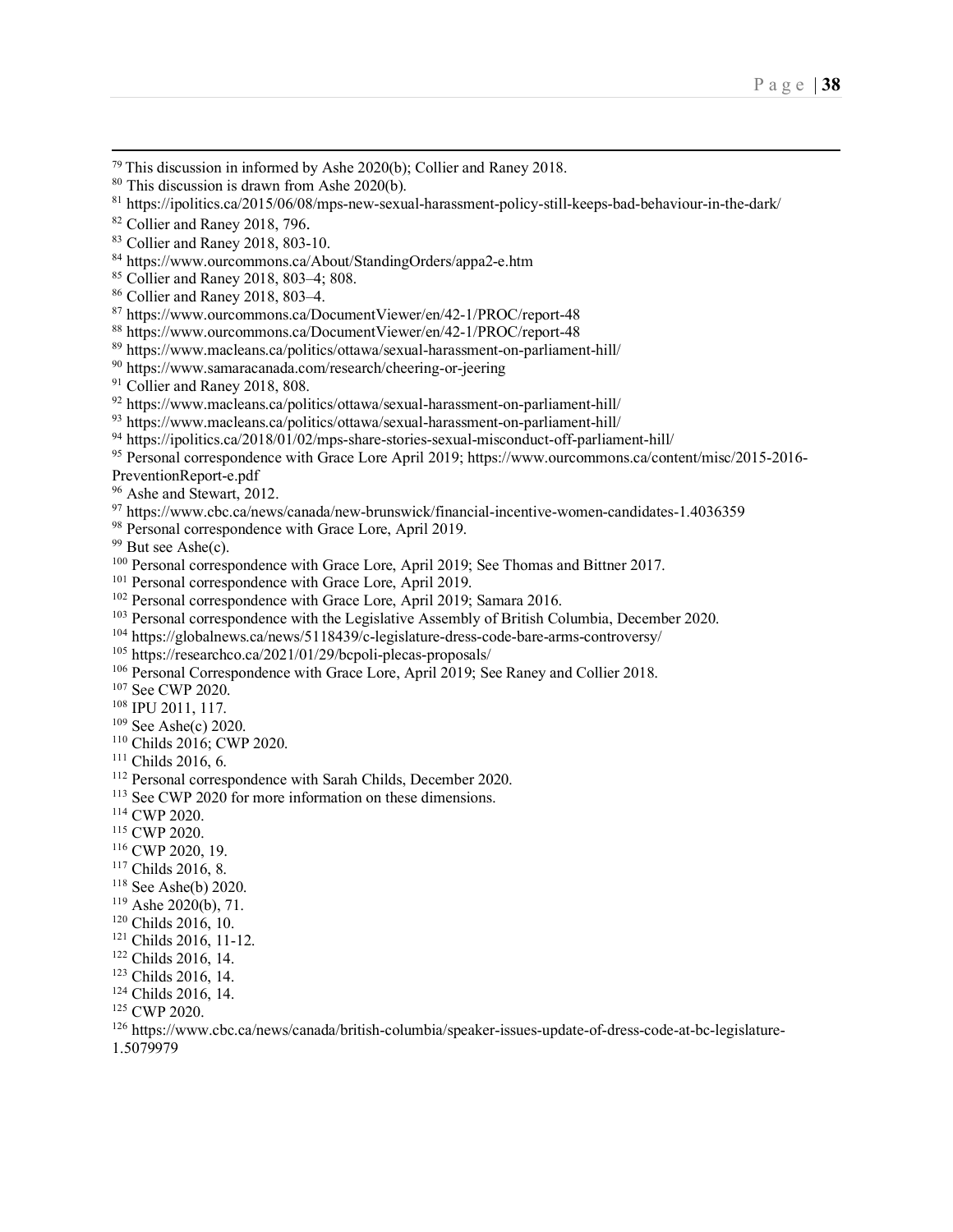[79] This discussion in informed by Ashe 2020(b); Collier and Raney 2018.
[80] This discussion is drawn from Ashe 2020(b).
[81] https://ipolitics.ca/2015/06/08/mps-new-sexual-harassment-policy-still-keeps-bad-behaviour-in-the-dark/
[82] Collier and Raney 2018, 796.
[83] Collier and Raney 2018, 803-10.
[84] https://www.ourcommons.ca/About/StandingOrders/appa2-e.htm
[85] Collier and Raney 2018, 803–4; 808.
[86] Collier and Raney 2018, 803–4.
[87] https://www.ourcommons.ca/DocumentViewer/en/42-1/PROC/report-48
[88] https://www.ourcommons.ca/DocumentViewer/en/42-1/PROC/report-48
[89] https://www.macleans.ca/politics/ottawa/sexual-harassment-on-parliament-hill/
[90] https://www.samaracanada.com/research/cheering-or-jeering
[91] Collier and Raney 2018, 808.
[92] https://www.macleans.ca/politics/ottawa/sexual-harassment-on-parliament-hill/
[93] https://www.macleans.ca/politics/ottawa/sexual-harassment-on-parliament-hill/
[94] https://ipolitics.ca/2018/01/02/mps-share-stories-sexual-misconduct-off-parliament-hill/
[95] Personal correspondence with Grace Lore April 2019; https://www.ourcommons.ca/content/misc/2015-2016-PreventionReport-e.pdf
[96] Ashe and Stewart, 2012.
[97] https://www.cbc.ca/news/canada/new-brunswick/financial-incentive-women-candidates-1.4036359
[98] Personal correspondence with Grace Lore, April 2019.
[99] But see Ashe(c).
[100] Personal correspondence with Grace Lore, April 2019; See Thomas and Bittner 2017.
[101] Personal correspondence with Grace Lore, April 2019.
[102] Personal correspondence with Grace Lore, April 2019; Samara 2016.
[103] Personal correspondence with the Legislative Assembly of British Columbia, December 2020.
[104] https://globalnews.ca/news/5118439/c-legislature-dress-code-bare-arms-controversy/
[105] https://researchco.ca/2021/01/29/bcpoli-plecas-proposals/
[106] Personal Correspondence with Grace Lore, April 2019; See Raney and Collier 2018.
[107] See CWP 2020.
[108] IPU 2011, 117.
[109] See Ashe(c) 2020.
[110] Childs 2016; CWP 2020.
[111] Childs 2016, 6.
[112] Personal correspondence with Sarah Childs, December 2020.
[113] See CWP 2020 for more information on these dimensions.
[114] CWP 2020.
[115] CWP 2020.
[116] CWP 2020, 19.
[117] Childs 2016, 8.
[118] See Ashe(b) 2020.
[119] Ashe 2020(b), 71.
[120] Childs 2016, 10.
[121] Childs 2016, 11-12.
[122] Childs 2016, 14.
[123] Childs 2016, 14.
[124] Childs 2016, 14.
[125] CWP 2020.
[126] https://www.cbc.ca/news/canada/british-columbia/speaker-issues-update-of-dress-code-at-bc-legislature-1.5079979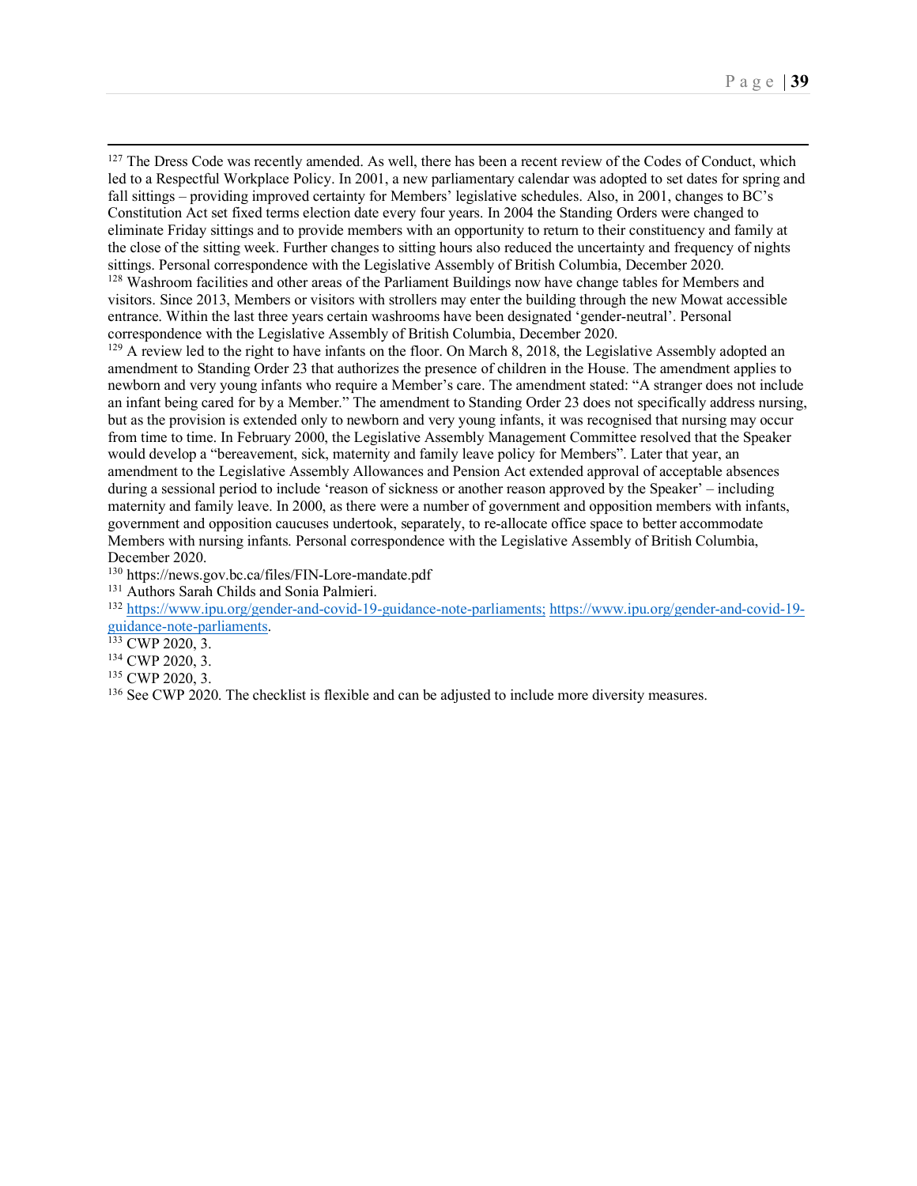[127] The Dress Code was recently amended. As well, there has been a recent review of the Codes of Conduct, which led to a Respectful Workplace Policy. In 2001, a new parliamentary calendar was adopted to set dates for spring and fall sittings – providing improved certainty for Members' legislative schedules. Also, in 2001, changes to BC's Constitution Act set fixed terms election date every four years. In 2004 the Standing Orders were changed to eliminate Friday sittings and to provide members with an opportunity to return to their constituency and family at the close of the sitting week. Further changes to sitting hours also reduced the uncertainty and frequency of nights sittings. Personal correspondence with the Legislative Assembly of British Columbia, December 2020.

[128] Washroom facilities and other areas of the Parliament Buildings now have change tables for Members and visitors. Since 2013, Members or visitors with strollers may enter the building through the new Mowat accessible entrance. Within the last three years certain washrooms have been designated 'gender-neutral'. Personal correspondence with the Legislative Assembly of British Columbia, December 2020.

[129] A review led to the right to have infants on the floor. On March 8, 2018, the Legislative Assembly adopted an amendment to Standing Order 23 that authorizes the presence of children in the House. The amendment applies to newborn and very young infants who require a Member's care. The amendment stated: "A stranger does not include an infant being cared for by a Member." The amendment to Standing Order 23 does not specifically address nursing, but as the provision is extended only to newborn and very young infants, it was recognised that nursing may occur from time to time. In February 2000, the Legislative Assembly Management Committee resolved that the Speaker would develop a "bereavement, sick, maternity and family leave policy for Members". Later that year, an amendment to the Legislative Assembly Allowances and Pension Act extended approval of acceptable absences during a sessional period to include 'reason of sickness or another reason approved by the Speaker' – including maternity and family leave. In 2000, as there were a number of government and opposition members with infants, government and opposition caucuses undertook, separately, to re-allocate office space to better accommodate Members with nursing infants. Personal correspondence with the Legislative Assembly of British Columbia, December 2020.

[130] https://news.gov.bc.ca/files/FIN-Lore-mandate.pdf

[131] Authors Sarah Childs and Sonia Palmieri.

[132] https://www.ipu.org/gender-and-covid-19-guidance-note-parliaments; https://www.ipu.org/gender-and-covid-19-guidance-note-parliaments.

[133] CWP 2020, 3.

[134] CWP 2020, 3.

[135] CWP 2020, 3.

[136] See CWP 2020. The checklist is flexible and can be adjusted to include more diversity measures.